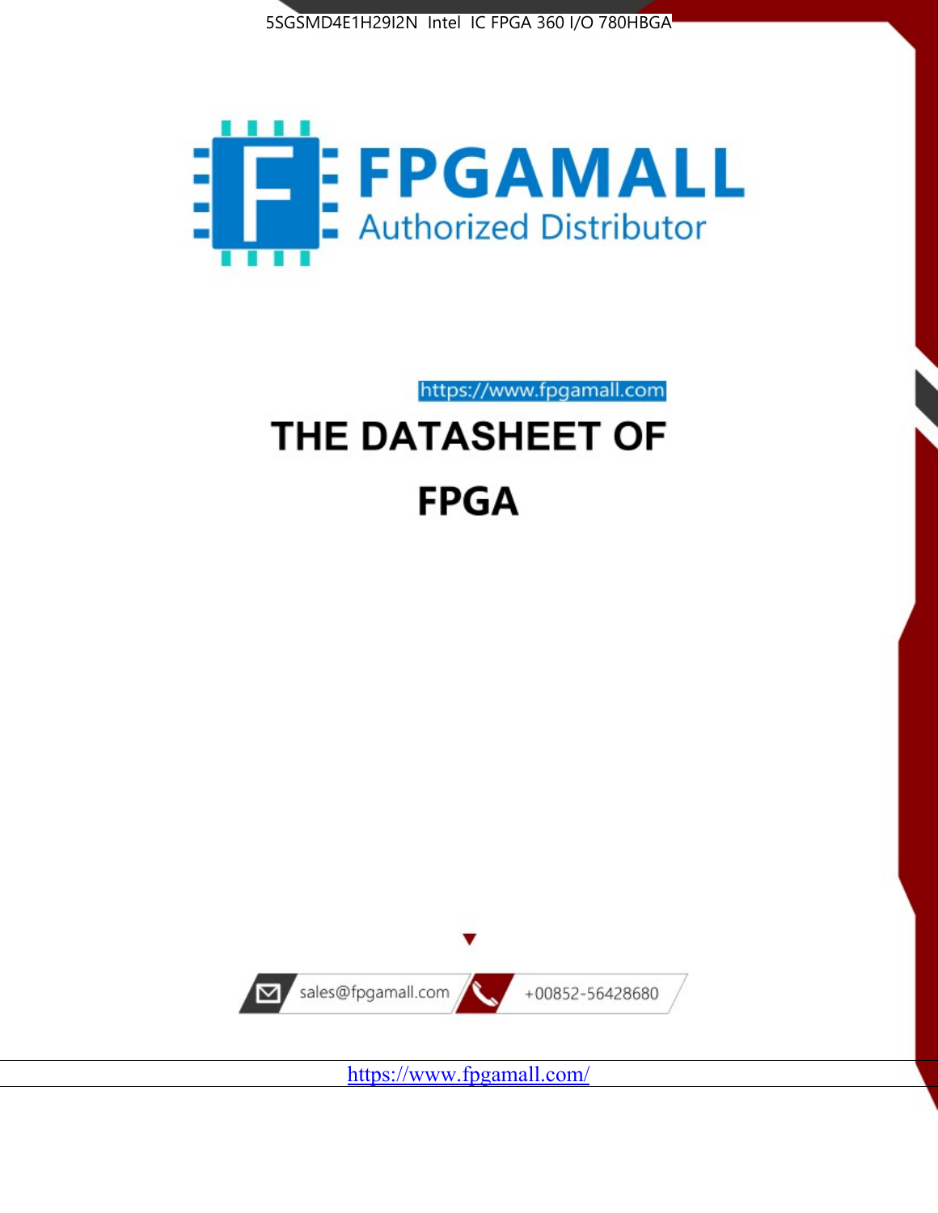5SGSMD4E1H29I2N Intel IC FPGA 360 I/O 780HBGA

FPGAMALL
Authorized Distributor

https://www.fpgamall.com

# THE DATASHEET OF

# FPGA

sales@fpgamall.com

+00852-56428680

https://www.fpgamall.com/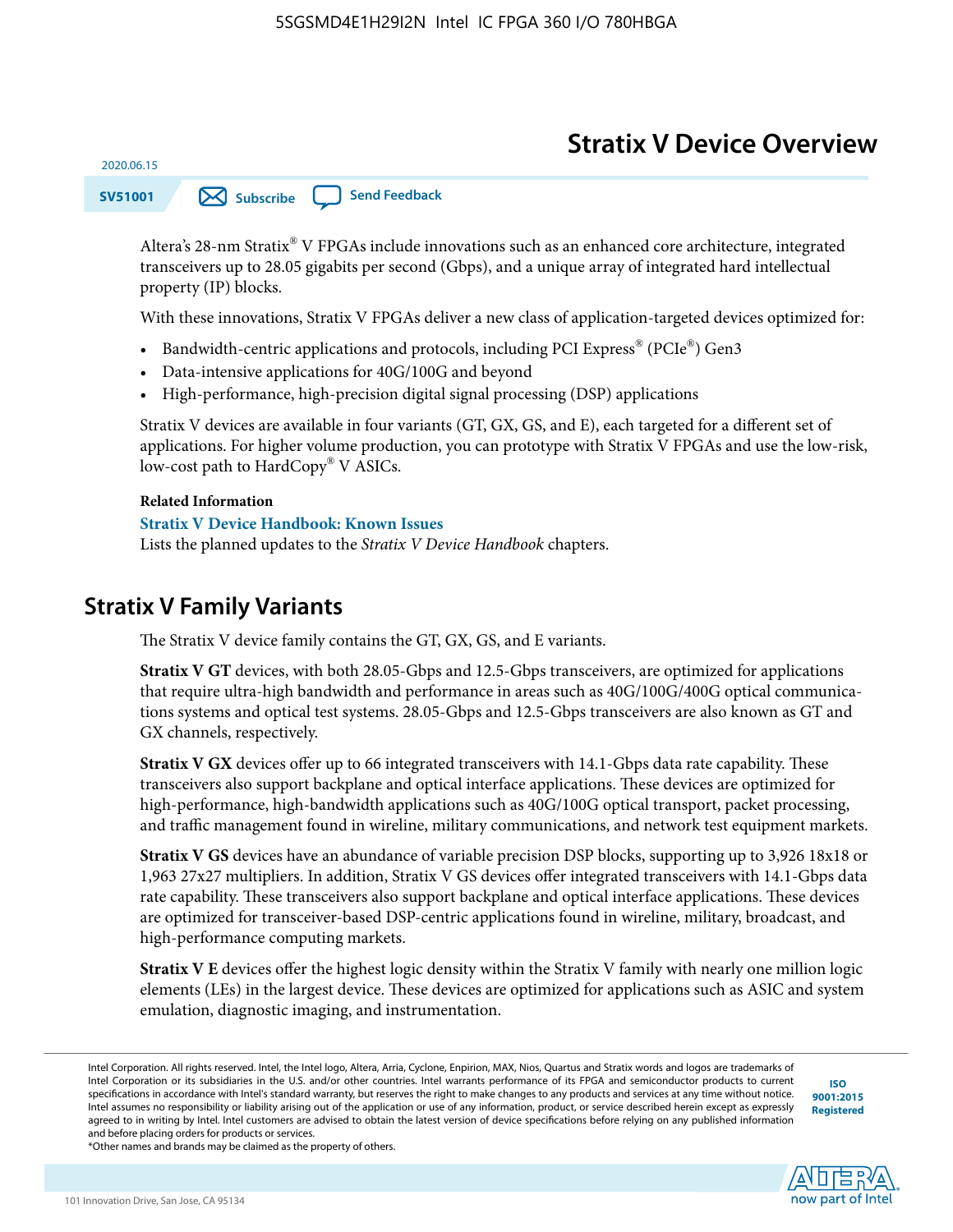# Stratix V Device Overview

2020.06.15

SV51001

Altera's 28-nm Stratix® V FPGAs include innovations such as an enhanced core architecture, integrated transceivers up to 28.05 gigabits per second (Gbps), and a unique array of integrated hard intellectual property (IP) blocks.

With these innovations, Stratix V FPGAs deliver a new class of application-targeted devices optimized for:

- Bandwidth-centric applications and protocols, including PCI Express® (PCIe®) Gen3
- Data-intensive applications for 40G/100G and beyond
- High-performance, high-precision digital signal processing (DSP) applications

Stratix V devices are available in four variants (GT, GX, GS, and E), each targeted for a different set of applications. For higher volume production, you can prototype with Stratix V FPGAs and use the low-risk, low-cost path to HardCopy® V ASICs.

**Related Information**

**Stratix V Device Handbook: Known Issues**

Lists the planned updates to the *Stratix V Device Handbook* chapters.

## Stratix V Family Variants

The Stratix V device family contains the GT, GX, GS, and E variants.

**Stratix V GT** devices, with both 28.05-Gbps and 12.5-Gbps transceivers, are optimized for applications that require ultra-high bandwidth and performance in areas such as 40G/100G/400G optical communications systems and optical test systems. 28.05-Gbps and 12.5-Gbps transceivers are also known as GT and GX channels, respectively.

**Stratix V GX** devices offer up to 66 integrated transceivers with 14.1-Gbps data rate capability. These transceivers also support backplane and optical interface applications. These devices are optimized for high-performance, high-bandwidth applications such as 40G/100G optical transport, packet processing, and traffic management found in wireline, military communications, and network test equipment markets.

**Stratix V GS** devices have an abundance of variable precision DSP blocks, supporting up to 3,926 18x18 or 1,963 27x27 multipliers. In addition, Stratix V GS devices offer integrated transceivers with 14.1-Gbps data rate capability. These transceivers also support backplane and optical interface applications. These devices are optimized for transceiver-based DSP-centric applications found in wireline, military, broadcast, and high-performance computing markets.

**Stratix V E** devices offer the highest logic density within the Stratix V family with nearly one million logic elements (LEs) in the largest device. These devices are optimized for applications such as ASIC and system emulation, diagnostic imaging, and instrumentation.

Intel Corporation. All rights reserved. Intel, the Intel logo, Altera, Arria, Cyclone, Enpirion, MAX, Nios, Quartus and Stratix words and logos are trademarks of Intel Corporation or its subsidiaries in the U.S. and/or other countries. Intel warrants performance of its FPGA and semiconductor products to current specifications in accordance with Intel's standard warranty, but reserves the right to make changes to any products and services at any time without notice. Intel assumes no responsibility or liability arising out of the application or use of any information, product, or service described herein except as expressly agreed to in writing by Intel. Intel customers are advised to obtain the latest version of device specifications before relying on any published information and before placing orders for products or services.

*Other names and brands may be claimed as the property of others.

ISO 9001:2015 Registered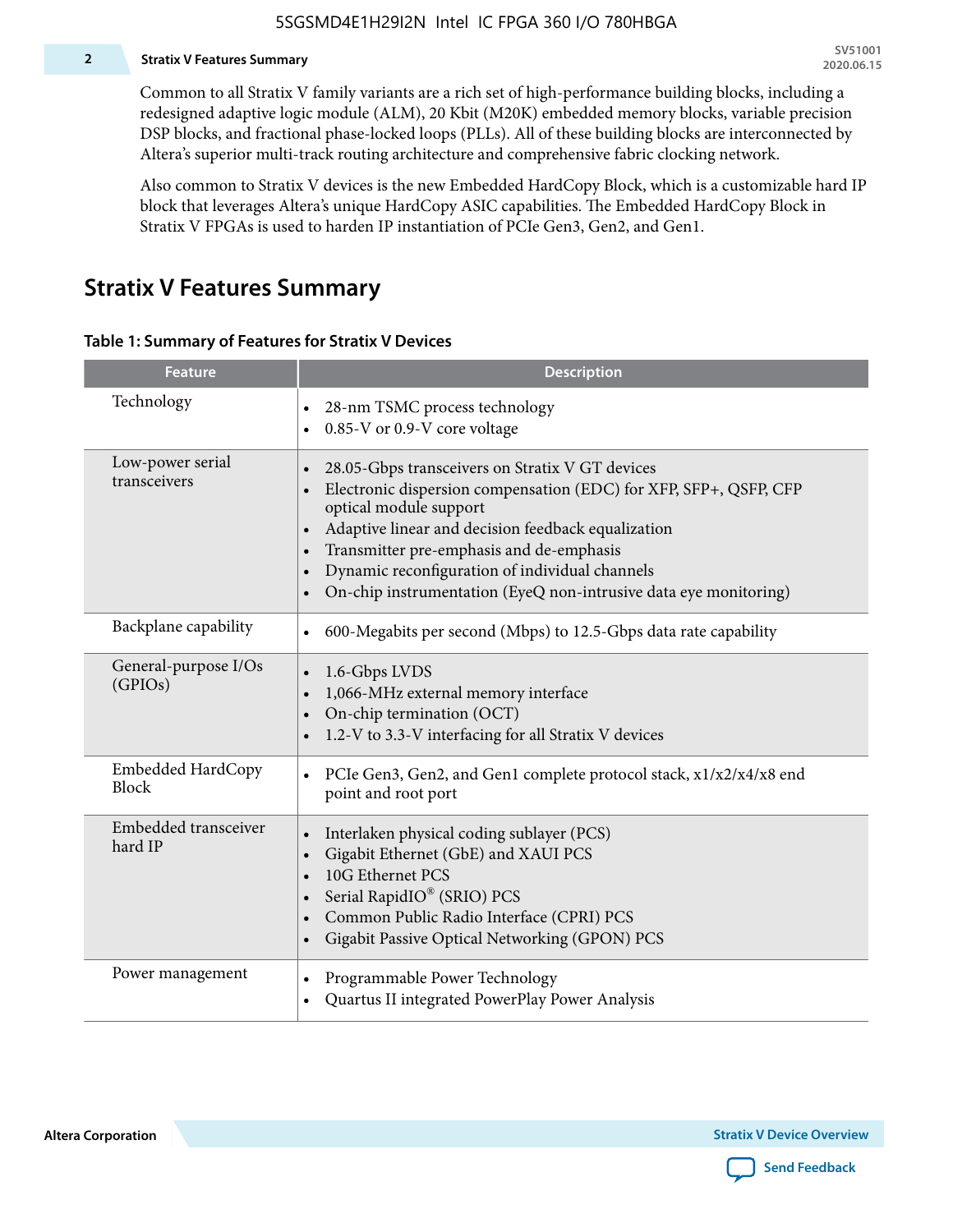Common to all Stratix V family variants are a rich set of high-performance building blocks, including a redesigned adaptive logic module (ALM), 20 Kbit (M20K) embedded memory blocks, variable precision DSP blocks, and fractional phase-locked loops (PLLs). All of these building blocks are interconnected by Altera's superior multi-track routing architecture and comprehensive fabric clocking network.

Also common to Stratix V devices is the new Embedded HardCopy Block, which is a customizable hard IP block that leverages Altera's unique HardCopy ASIC capabilities. The Embedded HardCopy Block in Stratix V FPGAs is used to harden IP instantiation of PCIe Gen3, Gen2, and Gen1.

## Stratix V Features Summary

**Table 1: Summary of Features for Stratix V Devices**

| Feature | Description |
| --- | --- |
| Technology | • 28-nm TSMC process technology<br>• 0.85-V or 0.9-V core voltage |
| Low-power serial transceivers | • 28.05-Gbps transceivers on Stratix V GT devices<br>• Electronic dispersion compensation (EDC) for XFP, SFP+, QSFP, CFP optical module support<br>• Adaptive linear and decision feedback equalization<br>• Transmitter pre-emphasis and de-emphasis<br>• Dynamic reconfiguration of individual channels<br>• On-chip instrumentation (EyeQ non-intrusive data eye monitoring) |
| Backplane capability | • 600-Megabits per second (Mbps) to 12.5-Gbps data rate capability |
| General-purpose I/Os (GPIOs) | • 1.6-Gbps LVDS<br>• 1,066-MHz external memory interface<br>• On-chip termination (OCT)<br>• 1.2-V to 3.3-V interfacing for all Stratix V devices |
| Embedded HardCopy Block | • PCIe Gen3, Gen2, and Gen1 complete protocol stack, x1/x2/x4/x8 end point and root port |
| Embedded transceiver hard IP | • Interlaken physical coding sublayer (PCS)<br>• Gigabit Ethernet (GbE) and XAUI PCS<br>• 10G Ethernet PCS<br>• Serial RapidIO® (SRIO) PCS<br>• Common Public Radio Interface (CPRI) PCS<br>• Gigabit Passive Optical Networking (GPON) PCS |
| Power management | • Programmable Power Technology<br>• Quartus II integrated PowerPlay Power Analysis |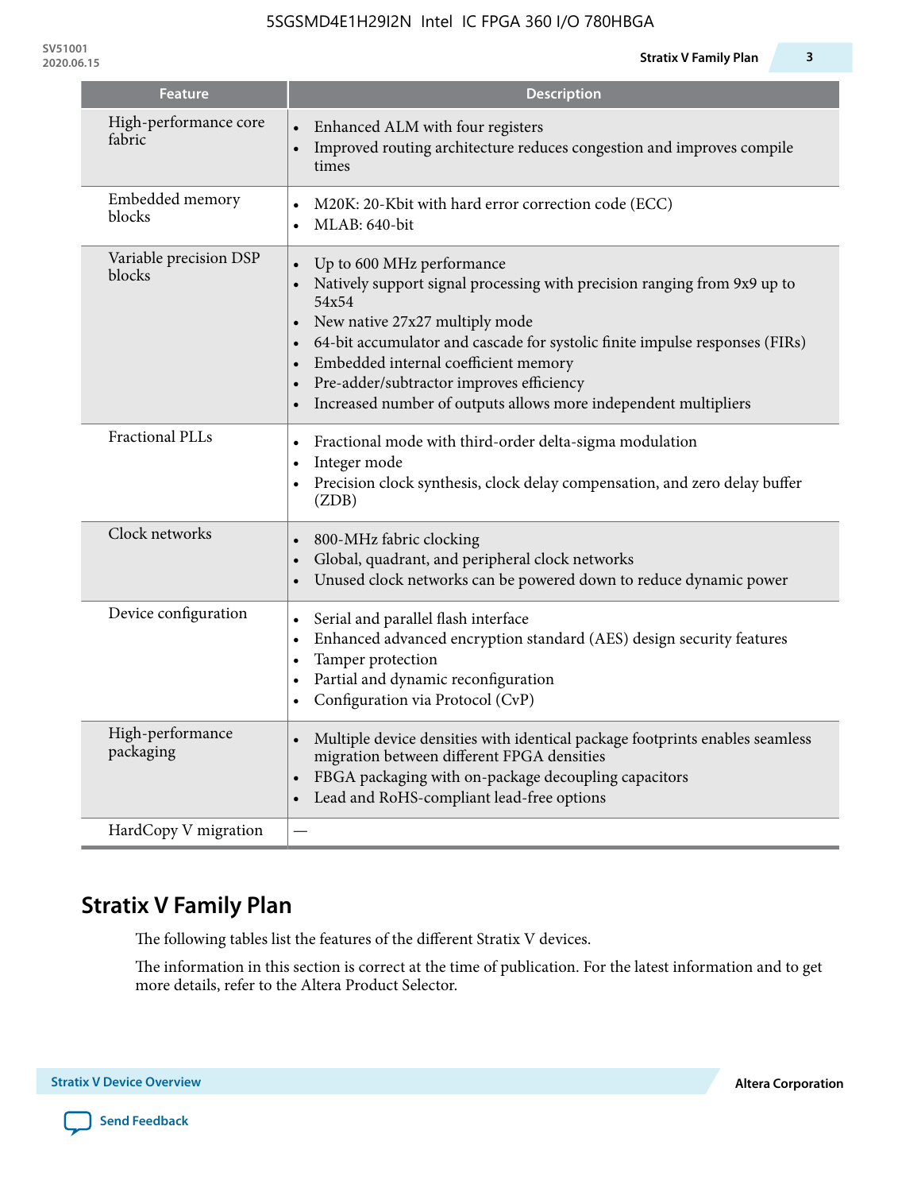| Feature | Description |
| --- | --- |
| High-performance core fabric | • Enhanced ALM with four registers<br>• Improved routing architecture reduces congestion and improves compile times |
| Embedded memory blocks | • M20K: 20-Kbit with hard error correction code (ECC)<br>• MLAB: 640-bit |
| Variable precision DSP blocks | • Up to 600 MHz performance<br>• Natively support signal processing with precision ranging from 9x9 up to 54x54<br>• New native 27x27 multiply mode<br>• 64-bit accumulator and cascade for systolic finite impulse responses (FIRs)<br>• Embedded internal coefficient memory<br>• Pre-adder/subtractor improves efficiency<br>• Increased number of outputs allows more independent multipliers |
| Fractional PLLs | • Fractional mode with third-order delta-sigma modulation<br>• Integer mode<br>• Precision clock synthesis, clock delay compensation, and zero delay buffer (ZDB) |
| Clock networks | • 800-MHz fabric clocking<br>• Global, quadrant, and peripheral clock networks<br>• Unused clock networks can be powered down to reduce dynamic power |
| Device configuration | • Serial and parallel flash interface<br>• Enhanced advanced encryption standard (AES) design security features<br>• Tamper protection<br>• Partial and dynamic reconfiguration<br>• Configuration via Protocol (CvP) |
| High-performance packaging | • Multiple device densities with identical package footprints enables seamless migration between different FPGA densities<br>• FBGA packaging with on-package decoupling capacitors<br>• Lead and RoHS-compliant lead-free options |
| HardCopy V migration | — |

## Stratix V Family Plan

The following tables list the features of the different Stratix V devices.

The information in this section is correct at the time of publication. For the latest information and to get more details, refer to the Altera Product Selector.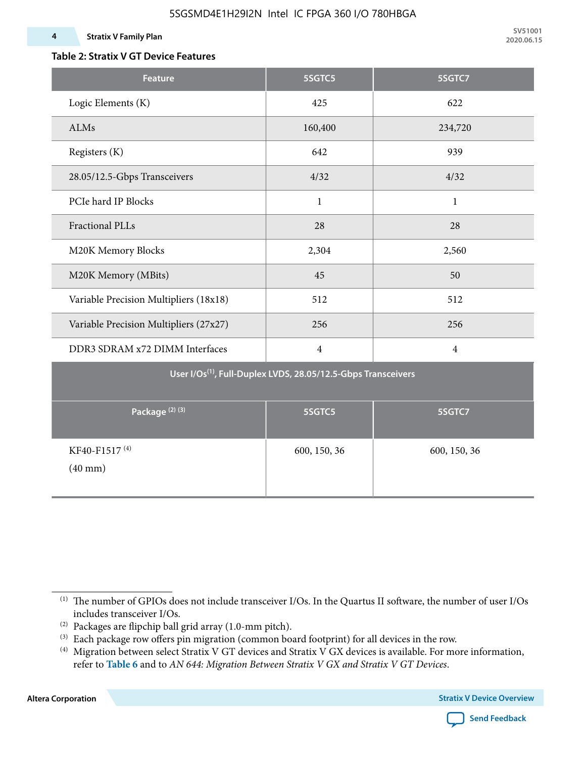**Table 2: Stratix V GT Device Features**

| Feature | 5SGTC5 | 5SGTC7 |
|---|---|---|
| Logic Elements (K) | 425 | 622 |
| ALMs | 160,400 | 234,720 |
| Registers (K) | 642 | 939 |
| 28.05/12.5-Gbps Transceivers | 4/32 | 4/32 |
| PCIe hard IP Blocks | 1 | 1 |
| Fractional PLLs | 28 | 28 |
| M20K Memory Blocks | 2,304 | 2,560 |
| M20K Memory (MBits) | 45 | 50 |
| Variable Precision Multipliers (18x18) | 512 | 512 |
| Variable Precision Multipliers (27x27) | 256 | 256 |
| DDR3 SDRAM x72 DIMM Interfaces | 4 | 4 |
| **User I/Os[(1)], Full-Duplex LVDS, 28.05/12.5-Gbps Transceivers** | | |
| **Package [(2)] [(3)]** | **5SGTC5** | **5SGTC7** |
| KF40-F1517 [(4)] (40 mm) | 600, 150, 36 | 600, 150, 36 |

(1) The number of GPIOs does not include transceiver I/Os. In the Quartus II software, the number of user I/Os includes transceiver I/Os.

(2) Packages are flipchip ball grid array (1.0-mm pitch).

(3) Each package row offers pin migration (common board footprint) for all devices in the row.

(4) Migration between select Stratix V GT devices and Stratix V GX devices is available. For more information, refer to **Table 6** and to *AN 644: Migration Between Stratix V GX and Stratix V GT Devices*.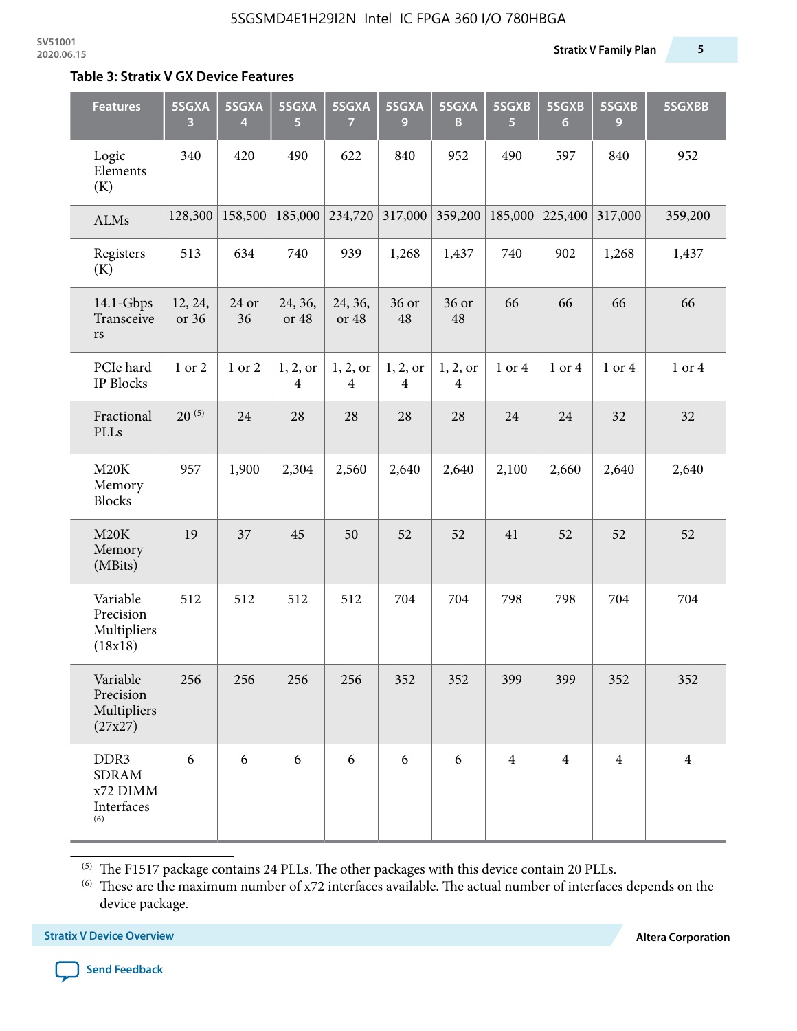**Table 3: Stratix V GX Device Features**

| Features | 5SGXA 3 | 5SGXA 4 | 5SGXA 5 | 5SGXA 7 | 5SGXA 9 | 5SGXA B | 5SGXB 5 | 5SGXB 6 | 5SGXB 9 | 5SGXBB |
|---|---|---|---|---|---|---|---|---|---|---|
| Logic Elements (K) | 340 | 420 | 490 | 622 | 840 | 952 | 490 | 597 | 840 | 952 |
| ALMs | 128,300 | 158,500 | 185,000 | 234,720 | 317,000 | 359,200 | 185,000 | 225,400 | 317,000 | 359,200 |
| Registers (K) | 513 | 634 | 740 | 939 | 1,268 | 1,437 | 740 | 902 | 1,268 | 1,437 |
| 14.1-Gbps Transceivers | 12, 24, or 36 | 24 or 36 | 24, 36, or 48 | 24, 36, or 48 | 36 or 48 | 36 or 48 | 66 | 66 | 66 | 66 |
| PCIe hard IP Blocks | 1 or 2 | 1 or 2 | 1, 2, or 4 | 1, 2, or 4 | 1, 2, or 4 | 1, 2, or 4 | 1 or 4 | 1 or 4 | 1 or 4 | 1 or 4 |
| Fractional PLLs | 20 [5] | 24 | 28 | 28 | 28 | 28 | 24 | 24 | 32 | 32 |
| M20K Memory Blocks | 957 | 1,900 | 2,304 | 2,560 | 2,640 | 2,640 | 2,100 | 2,660 | 2,640 | 2,640 |
| M20K Memory (MBits) | 19 | 37 | 45 | 50 | 52 | 52 | 41 | 52 | 52 | 52 |
| Variable Precision Multipliers (18x18) | 512 | 512 | 512 | 512 | 704 | 704 | 798 | 798 | 704 | 704 |
| Variable Precision Multipliers (27x27) | 256 | 256 | 256 | 256 | 352 | 352 | 399 | 399 | 352 | 352 |
| DDR3 SDRAM x72 DIMM Interfaces [6] | 6 | 6 | 6 | 6 | 6 | 6 | 4 | 4 | 4 | 4 |

[5] The F1517 package contains 24 PLLs. The other packages with this device contain 20 PLLs.

[6] These are the maximum number of x72 interfaces available. The actual number of interfaces depends on the device package.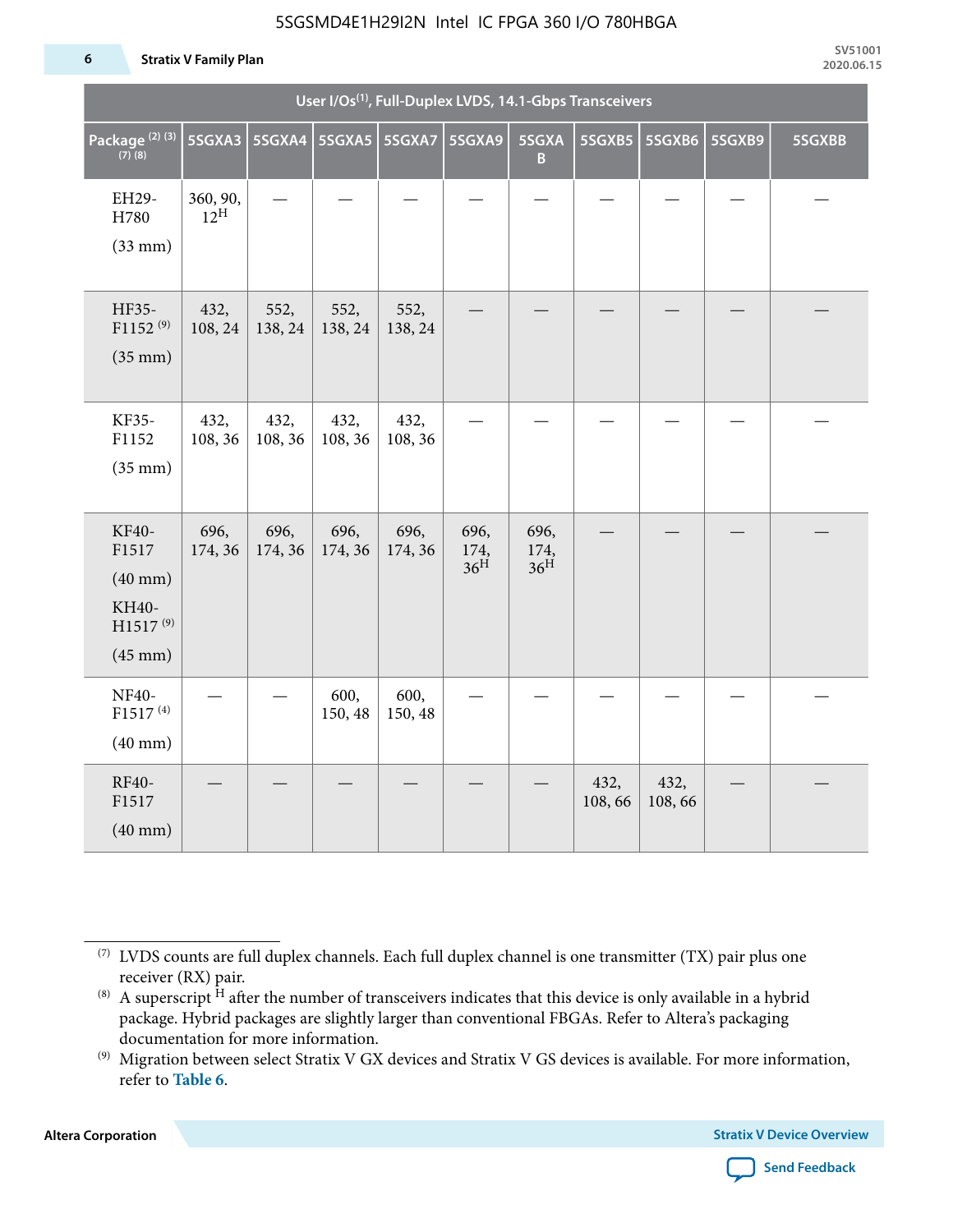| User I/Os(1), Full-Duplex LVDS, 14.1-Gbps Transceivers | | | | | | | | | | |
|---|---|---|---|---|---|---|---|---|---|---|
| Package (2) (3) (7) (8) | 5SGXA3 | 5SGXA4 | 5SGXA5 | 5SGXA7 | 5SGXA9 | 5SGXAB | 5SGXB5 | 5SGXB6 | 5SGXB9 | 5SGXBB |
| EH29-H780 (33 mm) | 360, 90, 12H | — | — | — | — | — | — | — | — | — |
| HF35-F1152 (9) (35 mm) | 432, 108, 24 | 552, 138, 24 | 552, 138, 24 | 552, 138, 24 | — | — | — | — | — | — |
| KF35-F1152 (35 mm) | 432, 108, 36 | 432, 108, 36 | 432, 108, 36 | 432, 108, 36 | — | — | — | — | — | — |
| KF40-F1517 (40 mm) KH40-H1517 (9) (45 mm) | 696, 174, 36 | 696, 174, 36 | 696, 174, 36 | 696, 174, 36 | 696, 174, 36H | 696, 174, 36H | — | — | — | — |
| NF40-F1517 (4) (40 mm) | — | — | 600, 150, 48 | 600, 150, 48 | — | — | — | — | — | — |
| RF40-F1517 (40 mm) | — | — | — | — | — | — | 432, 108, 66 | 432, 108, 66 | — | — |

(7) LVDS counts are full duplex channels. Each full duplex channel is one transmitter (TX) pair plus one receiver (RX) pair.

(8) A superscript H after the number of transceivers indicates that this device is only available in a hybrid package. Hybrid packages are slightly larger than conventional FBGAs. Refer to Altera's packaging documentation for more information.

(9) Migration between select Stratix V GX devices and Stratix V GS devices is available. For more information, refer to **Table 6**.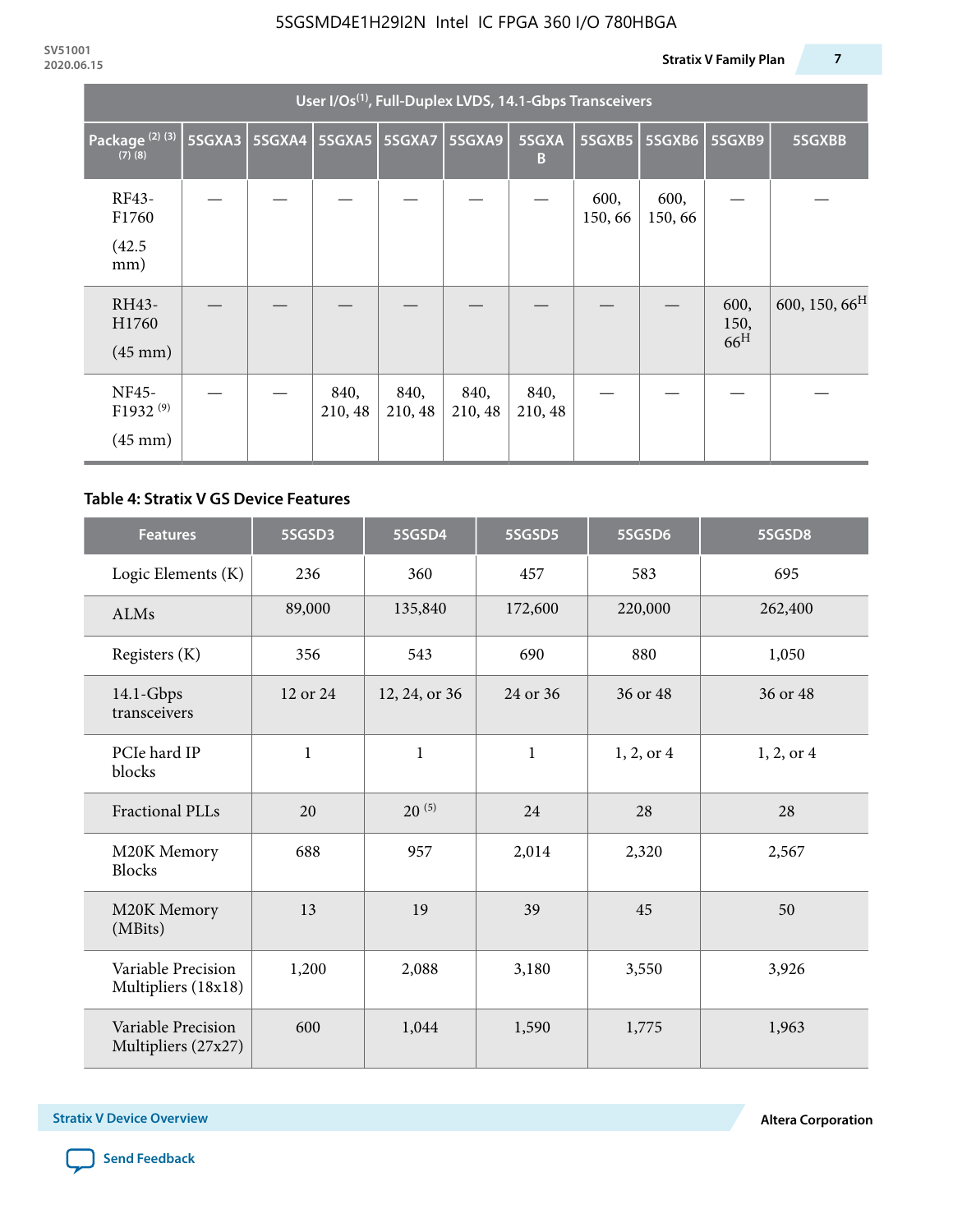| User I/Os(1), Full-Duplex LVDS, 14.1-Gbps Transceivers | | | | | | | | | | |
|---|---|---|---|---|---|---|---|---|---|---|
| Package (2) (3) (7) (8) | 5SGXA3 | 5SGXA4 | 5SGXA5 | 5SGXA7 | 5SGXA9 | 5SGXAB | 5SGXB5 | 5SGXB6 | 5SGXB9 | 5SGXBB |
| RF43-F1760 (42.5 mm) | — | — | — | — | — | — | 600, 150, 66 | 600, 150, 66 | — | — |
| RH43-H1760 (45 mm) | — | — | — | — | — | — | — | — | 600, 150, 66H | 600, 150, 66H |
| NF45-F1932 (9) (45 mm) | — | — | 840, 210, 48 | 840, 210, 48 | 840, 210, 48 | 840, 210, 48 | — | — | — | — |

**Table 4: Stratix V GS Device Features**

| Features | 5SGSD3 | 5SGSD4 | 5SGSD5 | 5SGSD6 | 5SGSD8 |
|---|---|---|---|---|---|
| Logic Elements (K) | 236 | 360 | 457 | 583 | 695 |
| ALMs | 89,000 | 135,840 | 172,600 | 220,000 | 262,400 |
| Registers (K) | 356 | 543 | 690 | 880 | 1,050 |
| 14.1-Gbps transceivers | 12 or 24 | 12, 24, or 36 | 24 or 36 | 36 or 48 | 36 or 48 |
| PCIe hard IP blocks | 1 | 1 | 1 | 1, 2, or 4 | 1, 2, or 4 |
| Fractional PLLs | 20 | 20 (5) | 24 | 28 | 28 |
| M20K Memory Blocks | 688 | 957 | 2,014 | 2,320 | 2,567 |
| M20K Memory (MBits) | 13 | 19 | 39 | 45 | 50 |
| Variable Precision Multipliers (18x18) | 1,200 | 2,088 | 3,180 | 3,550 | 3,926 |
| Variable Precision Multipliers (27x27) | 600 | 1,044 | 1,590 | 1,775 | 1,963 |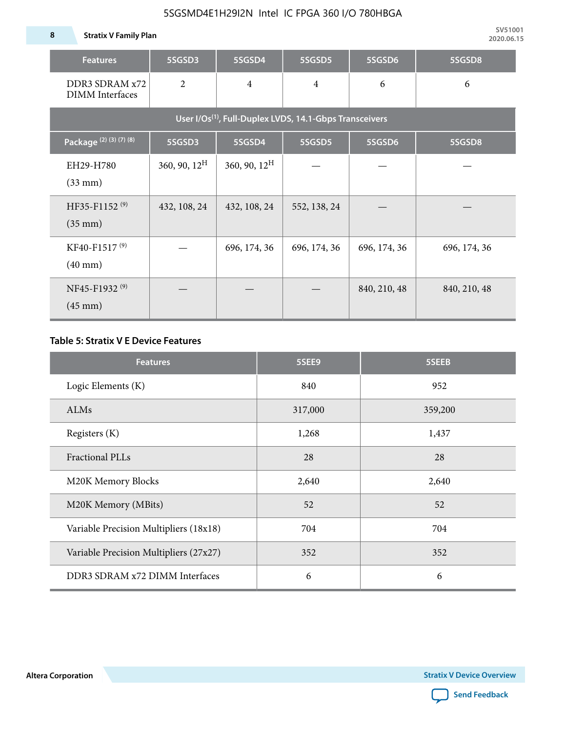| Features | 5SGSD3 | 5SGSD4 | 5SGSD5 | 5SGSD6 | 5SGSD8 |
|---|---|---|---|---|---|
| DDR3 SDRAM x72 DIMM Interfaces | 2 | 4 | 4 | 6 | 6 |
| User I/Os[1], Full-Duplex LVDS, 14.1-Gbps Transceivers | | | | | |
| Package [2] [3] [7] [8] | 5SGSD3 | 5SGSD4 | 5SGSD5 | 5SGSD6 | 5SGSD8 |
| EH29-H780 (33 mm) | 360, 90, 12[H] | 360, 90, 12[H] | — | — | — |
| HF35-F1152 [9] (35 mm) | 432, 108, 24 | 432, 108, 24 | 552, 138, 24 | — | — |
| KF40-F1517 [9] (40 mm) | — | 696, 174, 36 | 696, 174, 36 | 696, 174, 36 | 696, 174, 36 |
| NF45-F1932 [9] (45 mm) | — | — | — | 840, 210, 48 | 840, 210, 48 |

### Table 5: Stratix V E Device Features

| Features | 5SEE9 | 5SEEB |
|---|---|---|
| Logic Elements (K) | 840 | 952 |
| ALMs | 317,000 | 359,200 |
| Registers (K) | 1,268 | 1,437 |
| Fractional PLLs | 28 | 28 |
| M20K Memory Blocks | 2,640 | 2,640 |
| M20K Memory (MBits) | 52 | 52 |
| Variable Precision Multipliers (18x18) | 704 | 704 |
| Variable Precision Multipliers (27x27) | 352 | 352 |
| DDR3 SDRAM x72 DIMM Interfaces | 6 | 6 |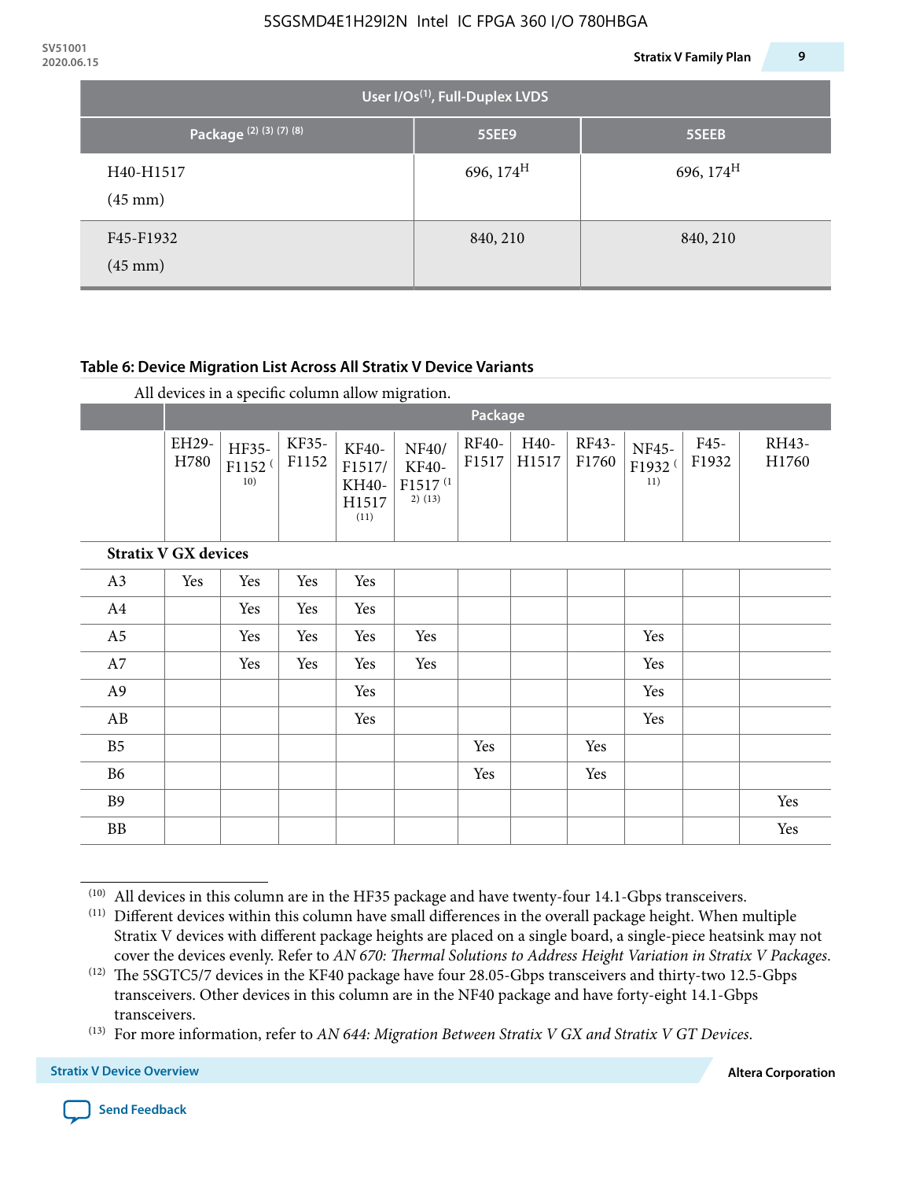| User I/Os[1], Full-Duplex LVDS | | |
|---|---|---|
| Package [2] [3] [7] [8] | 5SEE9 | 5SEEB |
| H40-H1517 (45 mm) | 696, 174[H] | 696, 174[H] |
| F45-F1932 (45 mm) | 840, 210 | 840, 210 |

**Table 6: Device Migration List Across All Stratix V Device Variants**

All devices in a specific column allow migration.

| | Package | | | | | | | | | | |
|---|---|---|---|---|---|---|---|---|---|---|---|
| | EH29-H780 | HF35-F1152 [10] | KF35-F1152 | KF40-F1517/ KH40-H1517 [11] | NF40/ KF40-F1517 [12] [13] | RF40-F1517 | H40-H1517 | RF43-F1760 | NF45-F1932 [11] | F45-F1932 | RH43-H1760 |
| **Stratix V GX devices** | | | | | | | | | | | |
| A3 | Yes | Yes | Yes | Yes | | | | | | | |
| A4 | | Yes | Yes | Yes | | | | | | | |
| A5 | | Yes | Yes | Yes | Yes | | | | Yes | | |
| A7 | | Yes | Yes | Yes | Yes | | | | Yes | | |
| A9 | | | | Yes | | | | | Yes | | |
| AB | | | | Yes | | | | | Yes | | |
| B5 | | | | | | Yes | | Yes | | | |
| B6 | | | | | | Yes | | Yes | | | |
| B9 | | | | | | | | | | | Yes |
| BB | | | | | | | | | | | Yes |

[10] All devices in this column are in the HF35 package and have twenty-four 14.1-Gbps transceivers.

[11] Different devices within this column have small differences in the overall package height. When multiple Stratix V devices with different package heights are placed on a single board, a single-piece heatsink may not cover the devices evenly. Refer to *AN 670: Thermal Solutions to Address Height Variation in Stratix V Packages*.

[12] The 5SGTC5/7 devices in the KF40 package have four 28.05-Gbps transceivers and thirty-two 12.5-Gbps transceivers. Other devices in this column are in the NF40 package and have forty-eight 14.1-Gbps transceivers.

[13] For more information, refer to *AN 644: Migration Between Stratix V GX and Stratix V GT Devices*.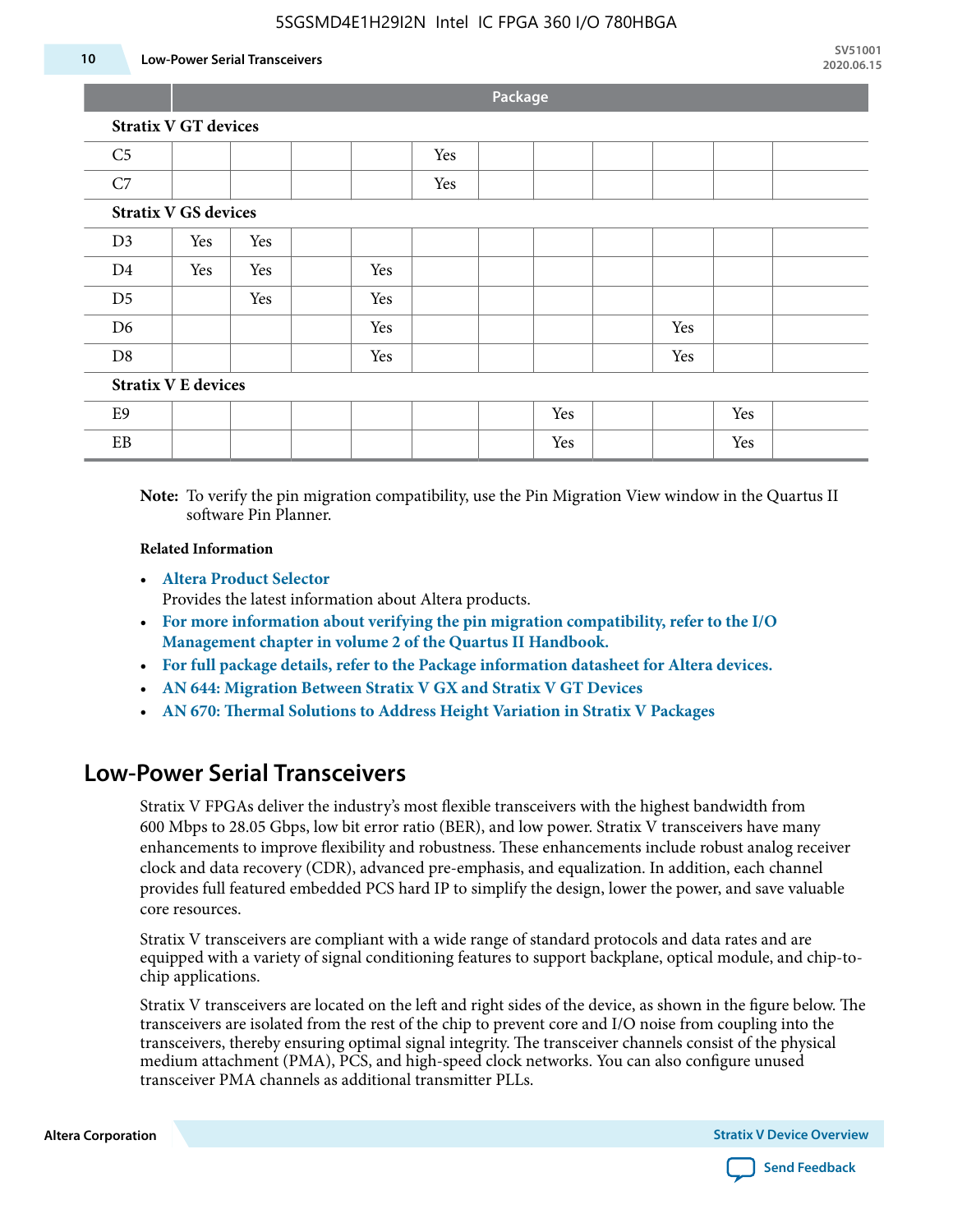| | Package | | | | | | | | | | |
|---|---|---|---|---|---|---|---|---|---|---|---|
| **Stratix V GT devices** | | | | | | | | | | | |
| C5 | | | | | Yes | | | | | | |
| C7 | | | | | Yes | | | | | | |
| **Stratix V GS devices** | | | | | | | | | | | |
| D3 | Yes | Yes | | | | | | | | | |
| D4 | Yes | Yes | | Yes | | | | | | | |
| D5 | | Yes | | Yes | | | | | | | |
| D6 | | | | Yes | | | | | Yes | | |
| D8 | | | | Yes | | | | | Yes | | |
| **Stratix V E devices** | | | | | | | | | | | |
| E9 | | | | | | | Yes | | | Yes | |
| EB | | | | | | | Yes | | | Yes | |

**Note:** To verify the pin migration compatibility, use the Pin Migration View window in the Quartus II software Pin Planner.

**Related Information**

- **Altera Product Selector**
  Provides the latest information about Altera products.
- **For more information about verifying the pin migration compatibility, refer to the I/O Management chapter in volume 2 of the Quartus II Handbook.**
- **For full package details, refer to the Package information datasheet for Altera devices.**
- **AN 644: Migration Between Stratix V GX and Stratix V GT Devices**
- **AN 670: Thermal Solutions to Address Height Variation in Stratix V Packages**

## Low-Power Serial Transceivers

Stratix V FPGAs deliver the industry's most flexible transceivers with the highest bandwidth from 600 Mbps to 28.05 Gbps, low bit error ratio (BER), and low power. Stratix V transceivers have many enhancements to improve flexibility and robustness. These enhancements include robust analog receiver clock and data recovery (CDR), advanced pre-emphasis, and equalization. In addition, each channel provides full featured embedded PCS hard IP to simplify the design, lower the power, and save valuable core resources.

Stratix V transceivers are compliant with a wide range of standard protocols and data rates and are equipped with a variety of signal conditioning features to support backplane, optical module, and chip-to-chip applications.

Stratix V transceivers are located on the left and right sides of the device, as shown in the figure below. The transceivers are isolated from the rest of the chip to prevent core and I/O noise from coupling into the transceivers, thereby ensuring optimal signal integrity. The transceiver channels consist of the physical medium attachment (PMA), PCS, and high-speed clock networks. You can also configure unused transceiver PMA channels as additional transmitter PLLs.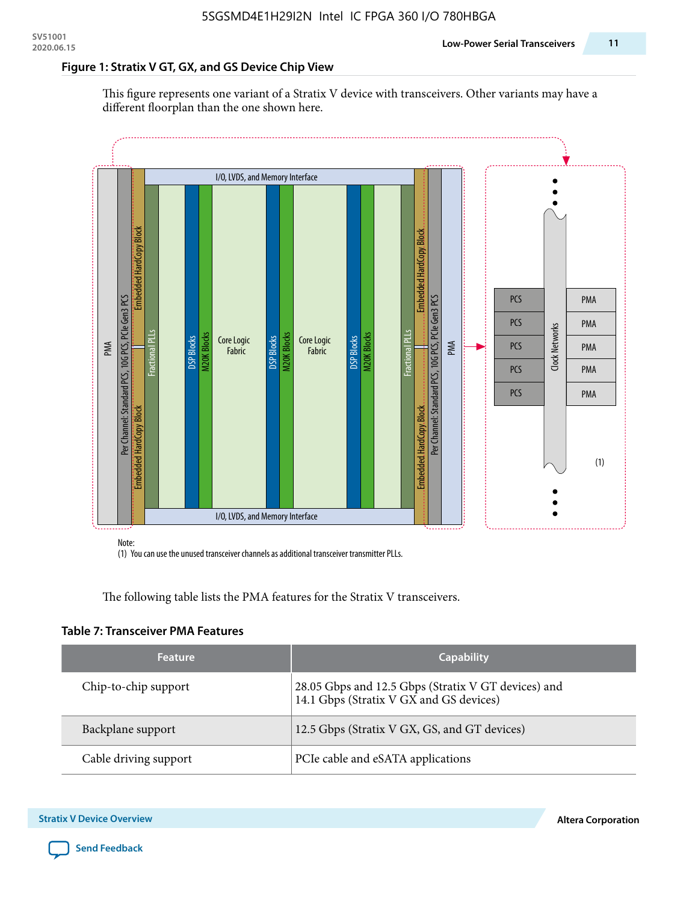**Figure 1: Stratix V GT, GX, and GS Device Chip View**

This figure represents one variant of a Stratix V device with transceivers. Other variants may have a different floorplan than the one shown here.

Note:
(1) You can use the unused transceiver channels as additional transceiver transmitter PLLs.

The following table lists the PMA features for the Stratix V transceivers.

**Table 7: Transceiver PMA Features**

| Feature | Capability |
|---|---|
| Chip-to-chip support | 28.05 Gbps and 12.5 Gbps (Stratix V GT devices) and 14.1 Gbps (Stratix V GX and GS devices) |
| Backplane support | 12.5 Gbps (Stratix V GX, GS, and GT devices) |
| Cable driving support | PCIe cable and eSATA applications |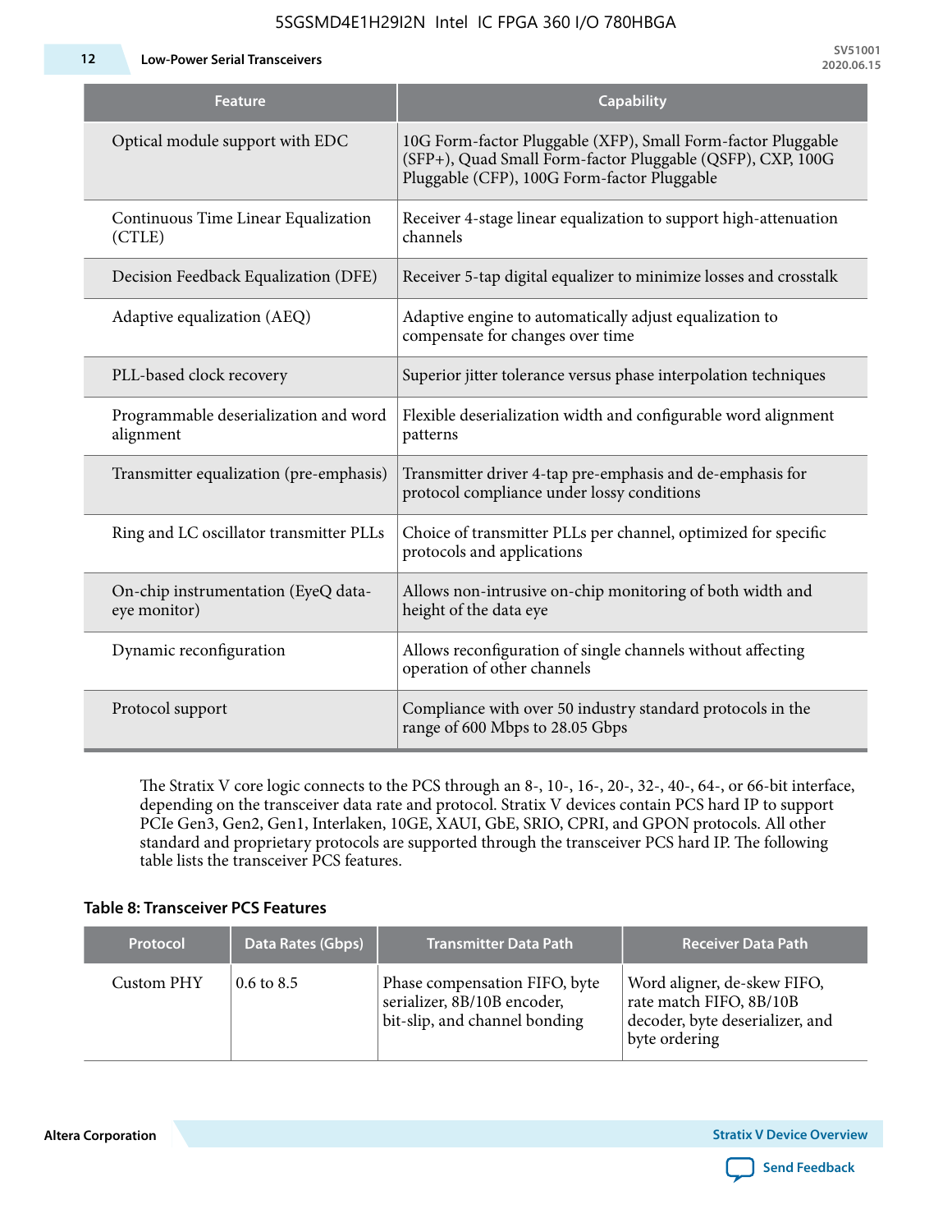| Feature | Capability |
|---|---|
| Optical module support with EDC | 10G Form-factor Pluggable (XFP), Small Form-factor Pluggable (SFP+), Quad Small Form-factor Pluggable (QSFP), CXP, 100G Pluggable (CFP), 100G Form-factor Pluggable |
| Continuous Time Linear Equalization (CTLE) | Receiver 4-stage linear equalization to support high-attenuation channels |
| Decision Feedback Equalization (DFE) | Receiver 5-tap digital equalizer to minimize losses and crosstalk |
| Adaptive equalization (AEQ) | Adaptive engine to automatically adjust equalization to compensate for changes over time |
| PLL-based clock recovery | Superior jitter tolerance versus phase interpolation techniques |
| Programmable deserialization and word alignment | Flexible deserialization width and configurable word alignment patterns |
| Transmitter equalization (pre-emphasis) | Transmitter driver 4-tap pre-emphasis and de-emphasis for protocol compliance under lossy conditions |
| Ring and LC oscillator transmitter PLLs | Choice of transmitter PLLs per channel, optimized for specific protocols and applications |
| On-chip instrumentation (EyeQ data-eye monitor) | Allows non-intrusive on-chip monitoring of both width and height of the data eye |
| Dynamic reconfiguration | Allows reconfiguration of single channels without affecting operation of other channels |
| Protocol support | Compliance with over 50 industry standard protocols in the range of 600 Mbps to 28.05 Gbps |

The Stratix V core logic connects to the PCS through an 8-, 10-, 16-, 20-, 32-, 40-, 64-, or 66-bit interface, depending on the transceiver data rate and protocol. Stratix V devices contain PCS hard IP to support PCIe Gen3, Gen2, Gen1, Interlaken, 10GE, XAUI, GbE, SRIO, CPRI, and GPON protocols. All other standard and proprietary protocols are supported through the transceiver PCS hard IP. The following table lists the transceiver PCS features.

**Table 8: Transceiver PCS Features**

| Protocol | Data Rates (Gbps) | Transmitter Data Path | Receiver Data Path |
|---|---|---|---|
| Custom PHY | 0.6 to 8.5 | Phase compensation FIFO, byte serializer, 8B/10B encoder, bit-slip, and channel bonding | Word aligner, de-skew FIFO, rate match FIFO, 8B/10B decoder, byte deserializer, and byte ordering |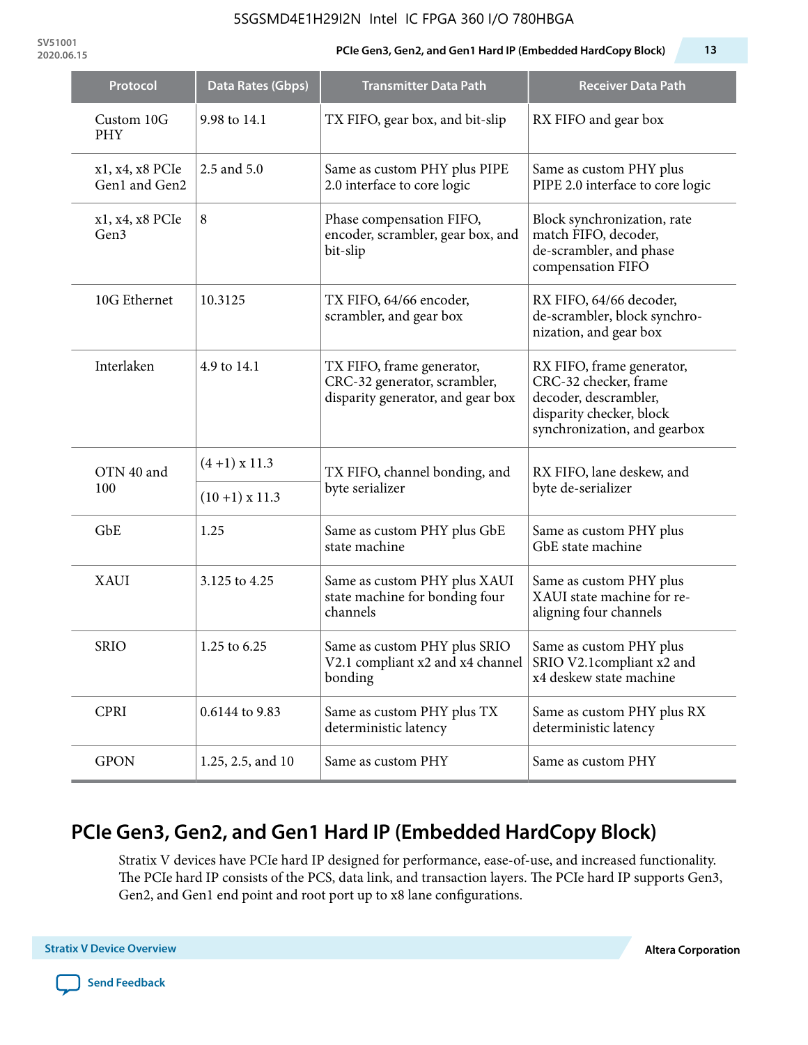| Protocol | Data Rates (Gbps) | Transmitter Data Path | Receiver Data Path |
|---|---|---|---|
| Custom 10G PHY | 9.98 to 14.1 | TX FIFO, gear box, and bit-slip | RX FIFO and gear box |
| x1, x4, x8 PCIe Gen1 and Gen2 | 2.5 and 5.0 | Same as custom PHY plus PIPE 2.0 interface to core logic | Same as custom PHY plus PIPE 2.0 interface to core logic |
| x1, x4, x8 PCIe Gen3 | 8 | Phase compensation FIFO, encoder, scrambler, gear box, and bit-slip | Block synchronization, rate match FIFO, decoder, de-scrambler, and phase compensation FIFO |
| 10G Ethernet | 10.3125 | TX FIFO, 64/66 encoder, scrambler, and gear box | RX FIFO, 64/66 decoder, de-scrambler, block synchro-nization, and gear box |
| Interlaken | 4.9 to 14.1 | TX FIFO, frame generator, CRC-32 generator, scrambler, disparity generator, and gear box | RX FIFO, frame generator, CRC-32 checker, frame decoder, descrambler, disparity checker, block synchronization, and gearbox |
| OTN 40 and 100 | (4 +1) x 11.3 | TX FIFO, channel bonding, and byte serializer | RX FIFO, lane deskew, and byte de-serializer |
| | (10 +1) x 11.3 | | |
| GbE | 1.25 | Same as custom PHY plus GbE state machine | Same as custom PHY plus GbE state machine |
| XAUI | 3.125 to 4.25 | Same as custom PHY plus XAUI state machine for bonding four channels | Same as custom PHY plus XAUI state machine for re-aligning four channels |
| SRIO | 1.25 to 6.25 | Same as custom PHY plus SRIO V2.1 compliant x2 and x4 channel bonding | Same as custom PHY plus SRIO V2.1compliant x2 and x4 deskew state machine |
| CPRI | 0.6144 to 9.83 | Same as custom PHY plus TX deterministic latency | Same as custom PHY plus RX deterministic latency |
| GPON | 1.25, 2.5, and 10 | Same as custom PHY | Same as custom PHY |

## PCIe Gen3, Gen2, and Gen1 Hard IP (Embedded HardCopy Block)

Stratix V devices have PCIe hard IP designed for performance, ease-of-use, and increased functionality. The PCIe hard IP consists of the PCS, data link, and transaction layers. The PCIe hard IP supports Gen3, Gen2, and Gen1 end point and root port up to x8 lane configurations.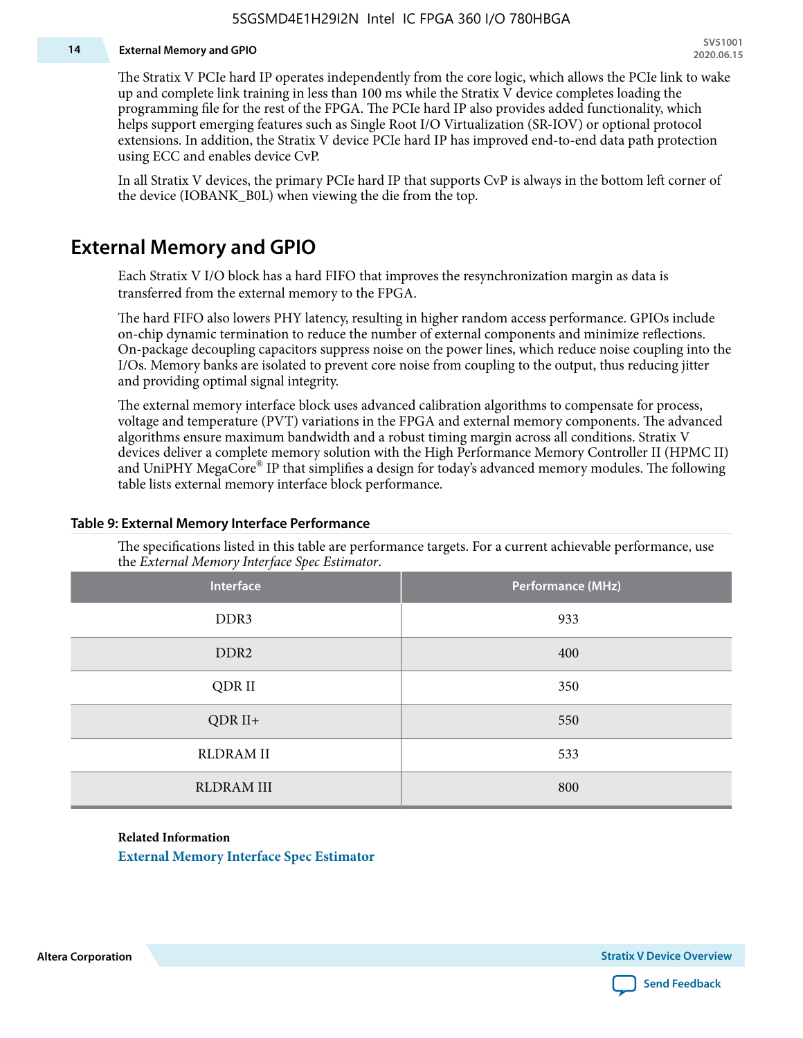The Stratix V PCIe hard IP operates independently from the core logic, which allows the PCIe link to wake up and complete link training in less than 100 ms while the Stratix V device completes loading the programming file for the rest of the FPGA. The PCIe hard IP also provides added functionality, which helps support emerging features such as Single Root I/O Virtualization (SR-IOV) or optional protocol extensions. In addition, the Stratix V device PCIe hard IP has improved end-to-end data path protection using ECC and enables device CvP.

In all Stratix V devices, the primary PCIe hard IP that supports CvP is always in the bottom left corner of the device (IOBANK_B0L) when viewing the die from the top.

## External Memory and GPIO

Each Stratix V I/O block has a hard FIFO that improves the resynchronization margin as data is transferred from the external memory to the FPGA.

The hard FIFO also lowers PHY latency, resulting in higher random access performance. GPIOs include on-chip dynamic termination to reduce the number of external components and minimize reflections. On-package decoupling capacitors suppress noise on the power lines, which reduce noise coupling into the I/Os. Memory banks are isolated to prevent core noise from coupling to the output, thus reducing jitter and providing optimal signal integrity.

The external memory interface block uses advanced calibration algorithms to compensate for process, voltage and temperature (PVT) variations in the FPGA and external memory components. The advanced algorithms ensure maximum bandwidth and a robust timing margin across all conditions. Stratix V devices deliver a complete memory solution with the High Performance Memory Controller II (HPMC II) and UniPHY MegaCore® IP that simplifies a design for today's advanced memory modules. The following table lists external memory interface block performance.

**Table 9: External Memory Interface Performance**

The specifications listed in this table are performance targets. For a current achievable performance, use the *External Memory Interface Spec Estimator*.

| Interface | Performance (MHz) |
|---|---|
| DDR3 | 933 |
| DDR2 | 400 |
| QDR II | 350 |
| QDR II+ | 550 |
| RLDRAM II | 533 |
| RLDRAM III | 800 |

**Related Information**

External Memory Interface Spec Estimator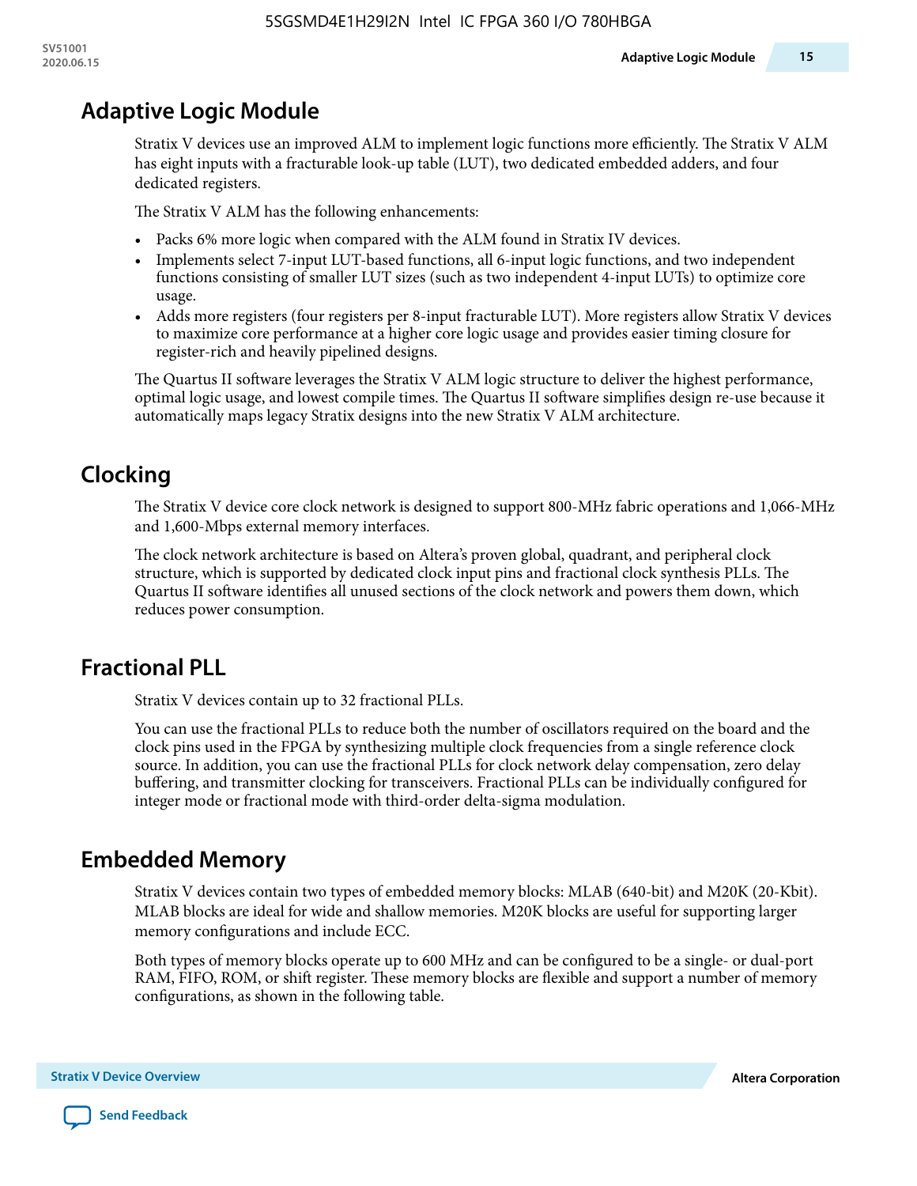## Adaptive Logic Module

Stratix V devices use an improved ALM to implement logic functions more efficiently. The Stratix V ALM has eight inputs with a fracturable look-up table (LUT), two dedicated embedded adders, and four dedicated registers.

The Stratix V ALM has the following enhancements:

- Packs 6% more logic when compared with the ALM found in Stratix IV devices.
- Implements select 7-input LUT-based functions, all 6-input logic functions, and two independent functions consisting of smaller LUT sizes (such as two independent 4-input LUTs) to optimize core usage.
- Adds more registers (four registers per 8-input fracturable LUT). More registers allow Stratix V devices to maximize core performance at a higher core logic usage and provides easier timing closure for register-rich and heavily pipelined designs.

The Quartus II software leverages the Stratix V ALM logic structure to deliver the highest performance, optimal logic usage, and lowest compile times. The Quartus II software simplifies design re-use because it automatically maps legacy Stratix designs into the new Stratix V ALM architecture.

## Clocking

The Stratix V device core clock network is designed to support 800-MHz fabric operations and 1,066-MHz and 1,600-Mbps external memory interfaces.

The clock network architecture is based on Altera's proven global, quadrant, and peripheral clock structure, which is supported by dedicated clock input pins and fractional clock synthesis PLLs. The Quartus II software identifies all unused sections of the clock network and powers them down, which reduces power consumption.

## Fractional PLL

Stratix V devices contain up to 32 fractional PLLs.

You can use the fractional PLLs to reduce both the number of oscillators required on the board and the clock pins used in the FPGA by synthesizing multiple clock frequencies from a single reference clock source. In addition, you can use the fractional PLLs for clock network delay compensation, zero delay buffering, and transmitter clocking for transceivers. Fractional PLLs can be individually configured for integer mode or fractional mode with third-order delta-sigma modulation.

## Embedded Memory

Stratix V devices contain two types of embedded memory blocks: MLAB (640-bit) and M20K (20-Kbit). MLAB blocks are ideal for wide and shallow memories. M20K blocks are useful for supporting larger memory configurations and include ECC.

Both types of memory blocks operate up to 600 MHz and can be configured to be a single- or dual-port RAM, FIFO, ROM, or shift register. These memory blocks are flexible and support a number of memory configurations, as shown in the following table.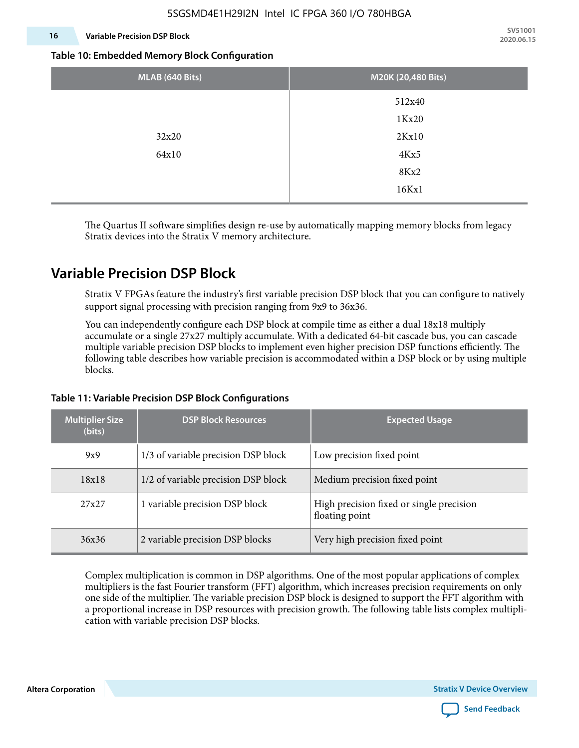**Table 10: Embedded Memory Block Configuration**

| MLAB (640 Bits) | M20K (20,480 Bits) |
|---|---|
| 32x20<br>64x10 | 512x40<br>1Kx20<br>2Kx10<br>4Kx5<br>8Kx2<br>16Kx1 |

The Quartus II software simplifies design re-use by automatically mapping memory blocks from legacy Stratix devices into the Stratix V memory architecture.

## Variable Precision DSP Block

Stratix V FPGAs feature the industry's first variable precision DSP block that you can configure to natively support signal processing with precision ranging from 9x9 to 36x36.

You can independently configure each DSP block at compile time as either a dual 18x18 multiply accumulate or a single 27x27 multiply accumulate. With a dedicated 64-bit cascade bus, you can cascade multiple variable precision DSP blocks to implement even higher precision DSP functions efficiently. The following table describes how variable precision is accommodated within a DSP block or by using multiple blocks.

**Table 11: Variable Precision DSP Block Configurations**

| Multiplier Size (bits) | DSP Block Resources | Expected Usage |
|---|---|---|
| 9x9 | 1/3 of variable precision DSP block | Low precision fixed point |
| 18x18 | 1/2 of variable precision DSP block | Medium precision fixed point |
| 27x27 | 1 variable precision DSP block | High precision fixed or single precision floating point |
| 36x36 | 2 variable precision DSP blocks | Very high precision fixed point |

Complex multiplication is common in DSP algorithms. One of the most popular applications of complex multipliers is the fast Fourier transform (FFT) algorithm, which increases precision requirements on only one side of the multiplier. The variable precision DSP block is designed to support the FFT algorithm with a proportional increase in DSP resources with precision growth. The following table lists complex multiplication with variable precision DSP blocks.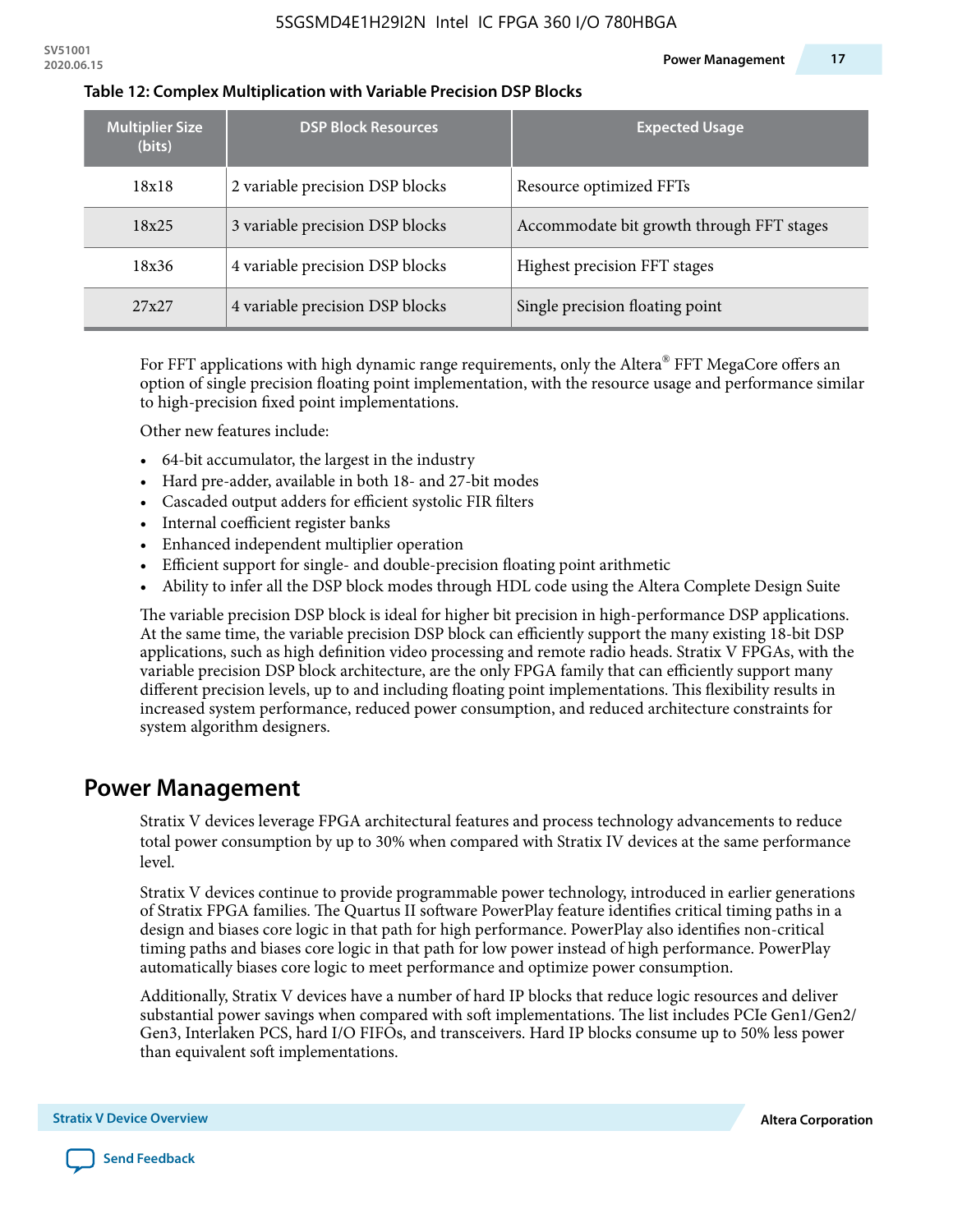**Table 12: Complex Multiplication with Variable Precision DSP Blocks**

| Multiplier Size (bits) | DSP Block Resources | Expected Usage |
|---|---|---|
| 18x18 | 2 variable precision DSP blocks | Resource optimized FFTs |
| 18x25 | 3 variable precision DSP blocks | Accommodate bit growth through FFT stages |
| 18x36 | 4 variable precision DSP blocks | Highest precision FFT stages |
| 27x27 | 4 variable precision DSP blocks | Single precision floating point |

For FFT applications with high dynamic range requirements, only the Altera® FFT MegaCore offers an option of single precision floating point implementation, with the resource usage and performance similar to high-precision fixed point implementations.

Other new features include:

- 64-bit accumulator, the largest in the industry
- Hard pre-adder, available in both 18- and 27-bit modes
- Cascaded output adders for efficient systolic FIR filters
- Internal coefficient register banks
- Enhanced independent multiplier operation
- Efficient support for single- and double-precision floating point arithmetic
- Ability to infer all the DSP block modes through HDL code using the Altera Complete Design Suite

The variable precision DSP block is ideal for higher bit precision in high-performance DSP applications. At the same time, the variable precision DSP block can efficiently support the many existing 18-bit DSP applications, such as high definition video processing and remote radio heads. Stratix V FPGAs, with the variable precision DSP block architecture, are the only FPGA family that can efficiently support many different precision levels, up to and including floating point implementations. This flexibility results in increased system performance, reduced power consumption, and reduced architecture constraints for system algorithm designers.

## Power Management

Stratix V devices leverage FPGA architectural features and process technology advancements to reduce total power consumption by up to 30% when compared with Stratix IV devices at the same performance level.

Stratix V devices continue to provide programmable power technology, introduced in earlier generations of Stratix FPGA families. The Quartus II software PowerPlay feature identifies critical timing paths in a design and biases core logic in that path for high performance. PowerPlay also identifies non-critical timing paths and biases core logic in that path for low power instead of high performance. PowerPlay automatically biases core logic to meet performance and optimize power consumption.

Additionally, Stratix V devices have a number of hard IP blocks that reduce logic resources and deliver substantial power savings when compared with soft implementations. The list includes PCIe Gen1/Gen2/Gen3, Interlaken PCS, hard I/O FIFOs, and transceivers. Hard IP blocks consume up to 50% less power than equivalent soft implementations.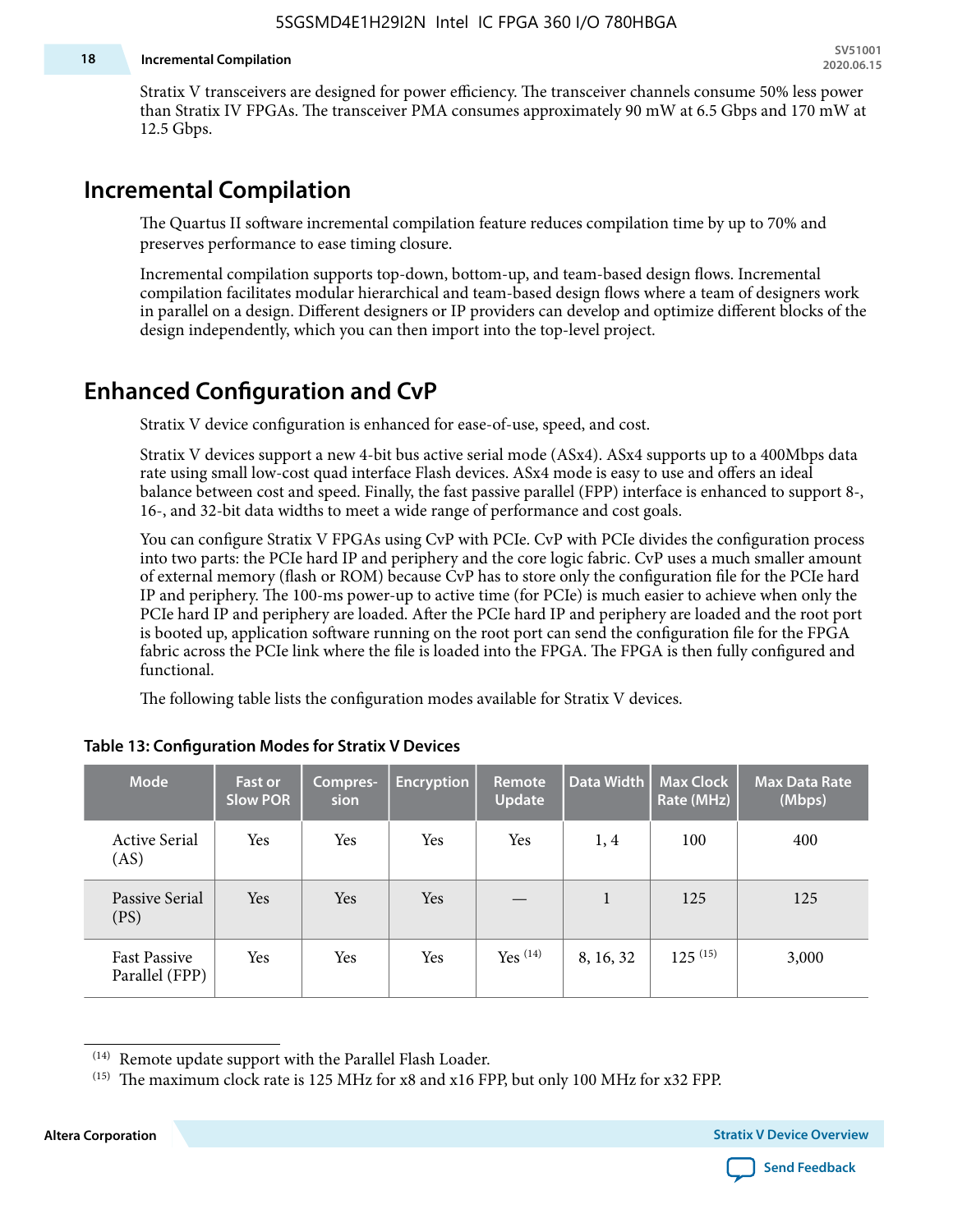Stratix V transceivers are designed for power efficiency. The transceiver channels consume 50% less power than Stratix IV FPGAs. The transceiver PMA consumes approximately 90 mW at 6.5 Gbps and 170 mW at 12.5 Gbps.

## Incremental Compilation

The Quartus II software incremental compilation feature reduces compilation time by up to 70% and preserves performance to ease timing closure.

Incremental compilation supports top-down, bottom-up, and team-based design flows. Incremental compilation facilitates modular hierarchical and team-based design flows where a team of designers work in parallel on a design. Different designers or IP providers can develop and optimize different blocks of the design independently, which you can then import into the top-level project.

## Enhanced Configuration and CvP

Stratix V device configuration is enhanced for ease-of-use, speed, and cost.

Stratix V devices support a new 4-bit bus active serial mode (ASx4). ASx4 supports up to a 400Mbps data rate using small low-cost quad interface Flash devices. ASx4 mode is easy to use and offers an ideal balance between cost and speed. Finally, the fast passive parallel (FPP) interface is enhanced to support 8-, 16-, and 32-bit data widths to meet a wide range of performance and cost goals.

You can configure Stratix V FPGAs using CvP with PCIe. CvP with PCIe divides the configuration process into two parts: the PCIe hard IP and periphery and the core logic fabric. CvP uses a much smaller amount of external memory (flash or ROM) because CvP has to store only the configuration file for the PCIe hard IP and periphery. The 100-ms power-up to active time (for PCIe) is much easier to achieve when only the PCIe hard IP and periphery are loaded. After the PCIe hard IP and periphery are loaded and the root port is booted up, application software running on the root port can send the configuration file for the FPGA fabric across the PCIe link where the file is loaded into the FPGA. The FPGA is then fully configured and functional.

The following table lists the configuration modes available for Stratix V devices.

**Table 13: Configuration Modes for Stratix V Devices**

| Mode | Fast or Slow POR | Compression | Encryption | Remote Update | Data Width | Max Clock Rate (MHz) | Max Data Rate (Mbps) |
|---|---|---|---|---|---|---|---|
| Active Serial (AS) | Yes | Yes | Yes | Yes | 1, 4 | 100 | 400 |
| Passive Serial (PS) | Yes | Yes | Yes | — | 1 | 125 | 125 |
| Fast Passive Parallel (FPP) | Yes | Yes | Yes | Yes [14] | 8, 16, 32 | 125 [15] | 3,000 |

[14] Remote update support with the Parallel Flash Loader.

[15] The maximum clock rate is 125 MHz for x8 and x16 FPP, but only 100 MHz for x32 FPP.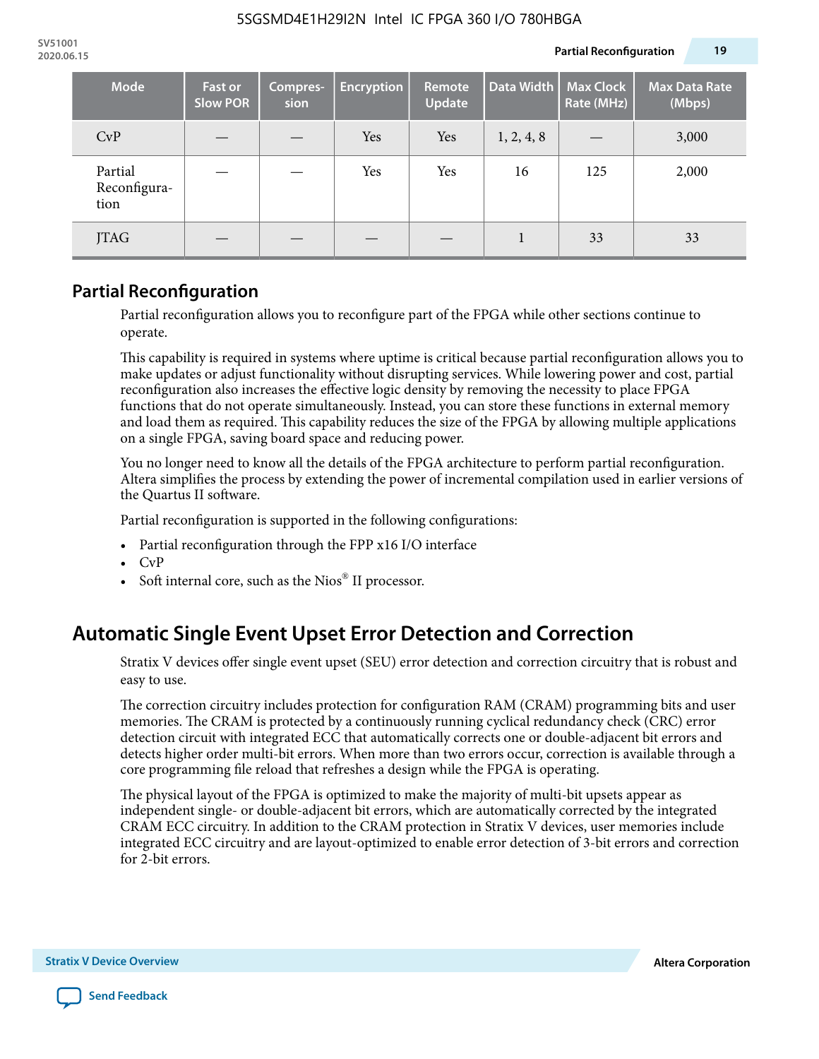| Mode | Fast or Slow POR | Compres-sion | Encryption | Remote Update | Data Width | Max Clock Rate (MHz) | Max Data Rate (Mbps) |
|---|---|---|---|---|---|---|---|
| CvP | — | — | Yes | Yes | 1, 2, 4, 8 | — | 3,000 |
| Partial Reconfigura-tion | — | — | Yes | Yes | 16 | 125 | 2,000 |
| JTAG | — | — | — | — | 1 | 33 | 33 |

## Partial Reconfiguration

Partial reconfiguration allows you to reconfigure part of the FPGA while other sections continue to operate.

This capability is required in systems where uptime is critical because partial reconfiguration allows you to make updates or adjust functionality without disrupting services. While lowering power and cost, partial reconfiguration also increases the effective logic density by removing the necessity to place FPGA functions that do not operate simultaneously. Instead, you can store these functions in external memory and load them as required. This capability reduces the size of the FPGA by allowing multiple applications on a single FPGA, saving board space and reducing power.

You no longer need to know all the details of the FPGA architecture to perform partial reconfiguration. Altera simplifies the process by extending the power of incremental compilation used in earlier versions of the Quartus II software.

Partial reconfiguration is supported in the following configurations:

- Partial reconfiguration through the FPP x16 I/O interface
- CvP
- Soft internal core, such as the Nios® II processor.

# Automatic Single Event Upset Error Detection and Correction

Stratix V devices offer single event upset (SEU) error detection and correction circuitry that is robust and easy to use.

The correction circuitry includes protection for configuration RAM (CRAM) programming bits and user memories. The CRAM is protected by a continuously running cyclical redundancy check (CRC) error detection circuit with integrated ECC that automatically corrects one or double-adjacent bit errors and detects higher order multi-bit errors. When more than two errors occur, correction is available through a core programming file reload that refreshes a design while the FPGA is operating.

The physical layout of the FPGA is optimized to make the majority of multi-bit upsets appear as independent single- or double-adjacent bit errors, which are automatically corrected by the integrated CRAM ECC circuitry. In addition to the CRAM protection in Stratix V devices, user memories include integrated ECC circuitry and are layout-optimized to enable error detection of 3-bit errors and correction for 2-bit errors.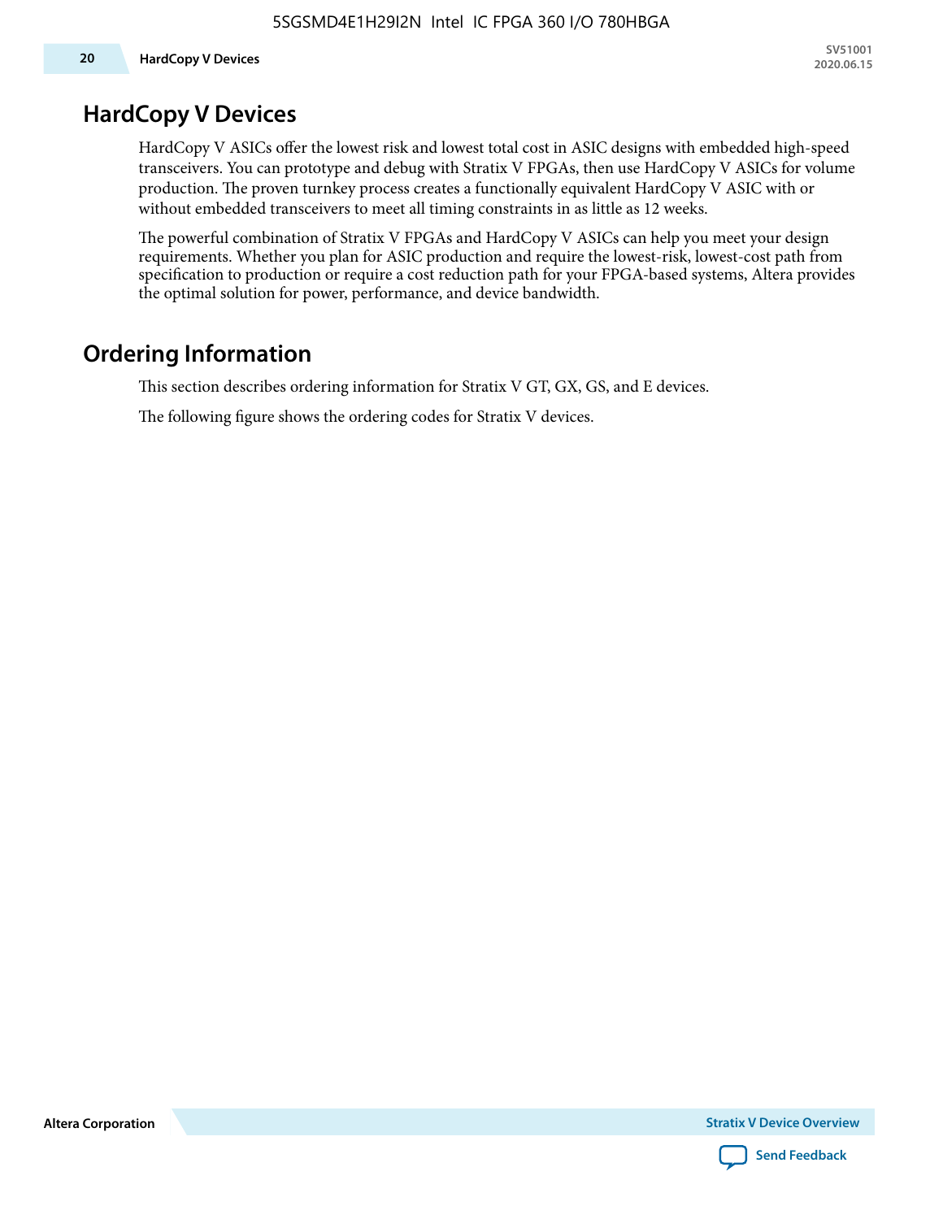## HardCopy V Devices

HardCopy V ASICs offer the lowest risk and lowest total cost in ASIC designs with embedded high-speed transceivers. You can prototype and debug with Stratix V FPGAs, then use HardCopy V ASICs for volume production. The proven turnkey process creates a functionally equivalent HardCopy V ASIC with or without embedded transceivers to meet all timing constraints in as little as 12 weeks.

The powerful combination of Stratix V FPGAs and HardCopy V ASICs can help you meet your design requirements. Whether you plan for ASIC production and require the lowest-risk, lowest-cost path from specification to production or require a cost reduction path for your FPGA-based systems, Altera provides the optimal solution for power, performance, and device bandwidth.

## Ordering Information

This section describes ordering information for Stratix V GT, GX, GS, and E devices.

The following figure shows the ordering codes for Stratix V devices.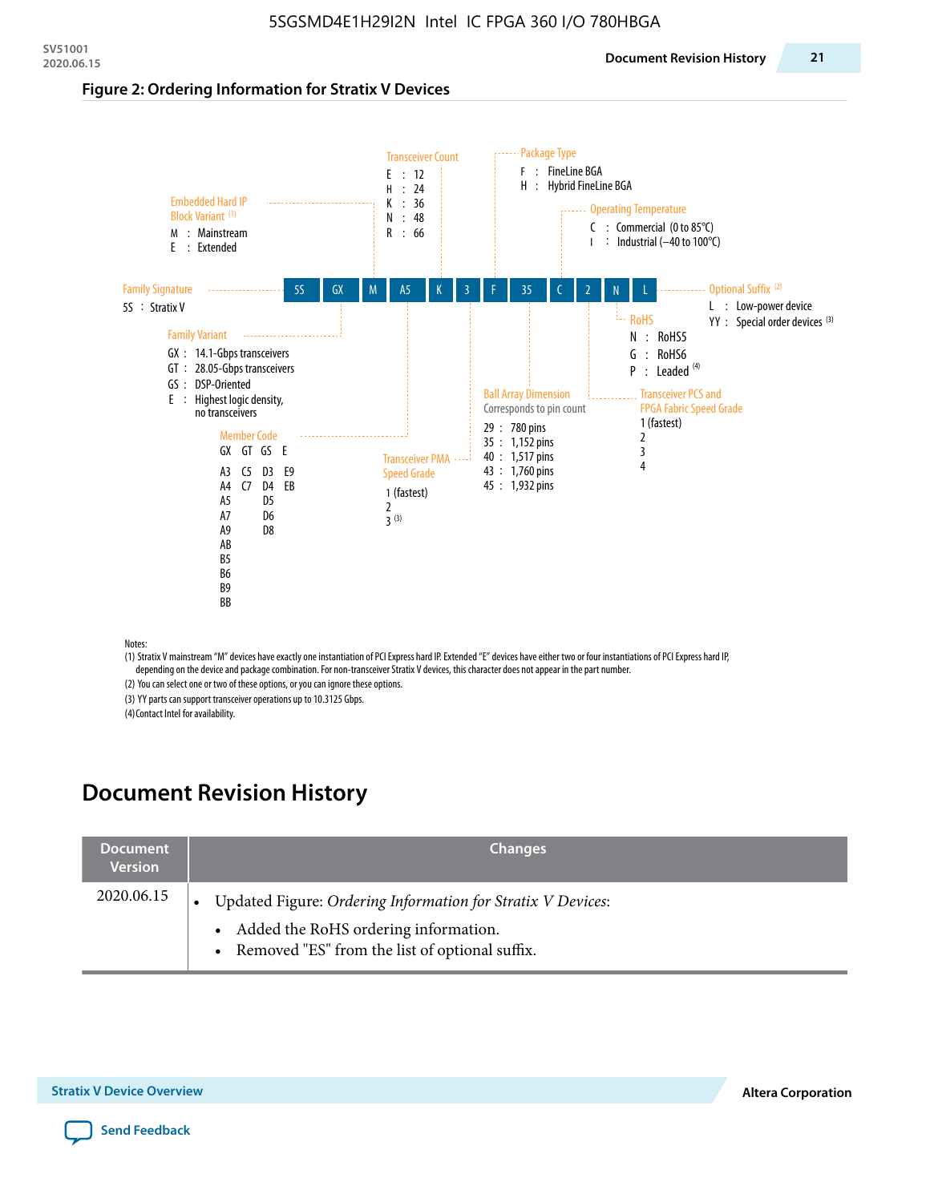**Figure 2: Ordering Information for Stratix V Devices**

| 5S | GX | M | A5 | K | 3 | F | 35 | C | 2 | N | L |
|---|---|---|---|---|---|---|---|---|---|---|---|

**Family Signature**
- 5S : Stratix V

**Family Variant**
- GX : 14.1-Gbps transceivers
- GT : 28.05-Gbps transceivers
- GS : DSP-Oriented
- E : Highest logic density, no transceivers

**Embedded Hard IP Block Variant** [(1)]
- M : Mainstream
- E : Extended

**Member Code**

| GX | GT | GS | E |
|---|---|---|---|
| A3 | C5 | D3 | E9 |
| A4 | C7 | D4 | EB |
| A5 | | D5 | |
| A7 | | D6 | |
| A9 | | D8 | |
| AB | | | |
| B5 | | | |
| B6 | | | |
| B9 | | | |
| BB | | | |

**Transceiver Count**
- E : 12
- H : 24
- K : 36
- N : 48
- R : 66

**Transceiver PMA Speed Grade**
- 1 (fastest)
- 2
- 3 [(3)]

**Package Type**
- F : FineLine BGA
- H : Hybrid FineLine BGA

**Ball Array Dimension**
Corresponds to pin count
- 29 : 780 pins
- 35 : 1,152 pins
- 40 : 1,517 pins
- 43 : 1,760 pins
- 45 : 1,932 pins

**Operating Temperature**
- C : Commercial (0 to 85°C)
- I : Industrial (–40 to 100°C)

**Transceiver PCS and FPGA Fabric Speed Grade**
- 1 (fastest)
- 2
- 3
- 4

**RoHS**
- N : RoHS5
- G : RoHS6
- P : Leaded [(4)]

**Optional Suffix** [(2)]
- L : Low-power device
- YY : Special order devices [(3)]

Notes:
(1) Stratix V mainstream "M" devices have exactly one instantiation of PCI Express hard IP. Extended "E" devices have either two or four instantiations of PCI Express hard IP, depending on the device and package combination. For non-transceiver Stratix V devices, this character does not appear in the part number.
(2) You can select one or two of these options, or you can ignore these options.
(3) YY parts can support transceiver operations up to 10.3125 Gbps.
(4) Contact Intel for availability.

# Document Revision History

| Document Version | Changes |
|---|---|
| 2020.06.15 | • Updated Figure: *Ordering Information for Stratix V Devices*:<br>  • Added the RoHS ordering information.<br>  • Removed "ES" from the list of optional suffix. |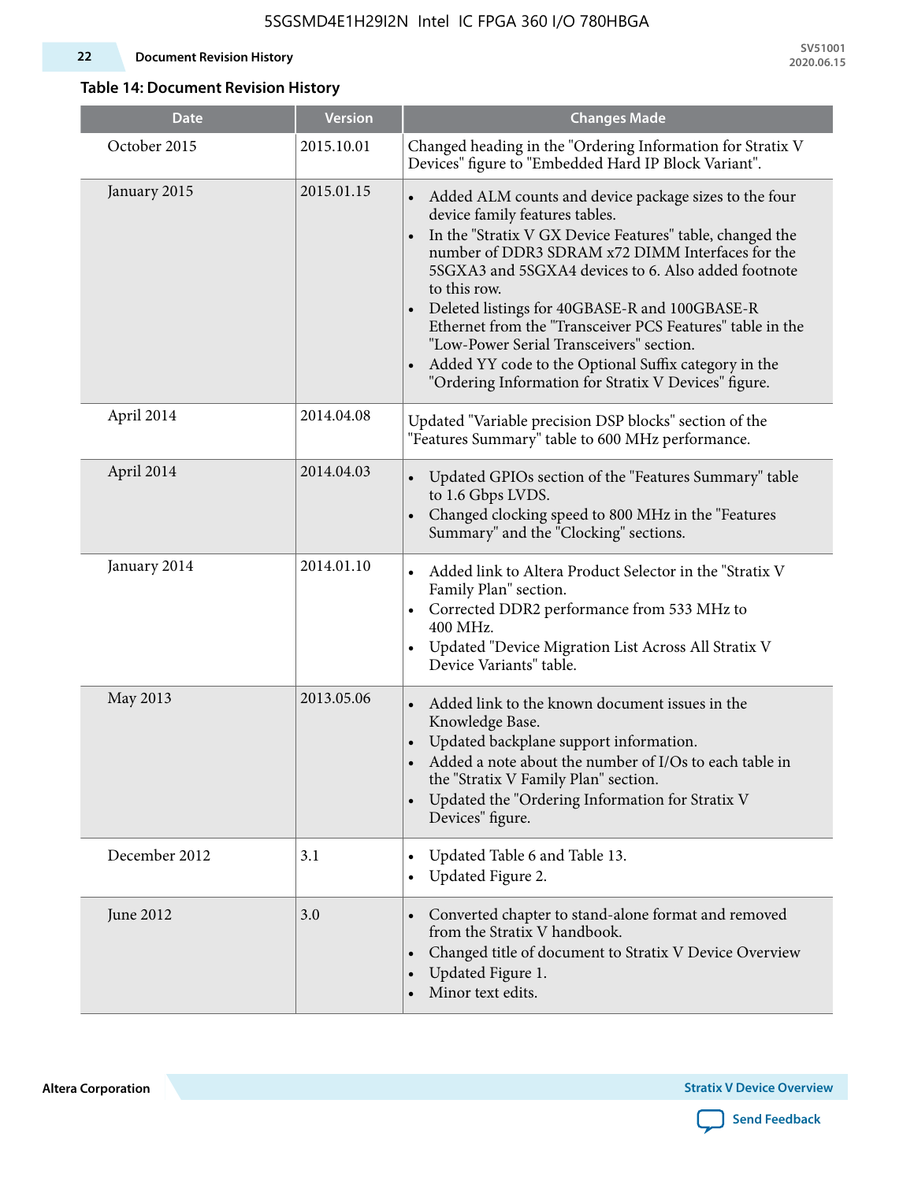**Table 14: Document Revision History**

| Date | Version | Changes Made |
|---|---|---|
| October 2015 | 2015.10.01 | Changed heading in the "Ordering Information for Stratix V Devices" figure to "Embedded Hard IP Block Variant". |
| January 2015 | 2015.01.15 | • Added ALM counts and device package sizes to the four device family features tables.<br>• In the "Stratix V GX Device Features" table, changed the number of DDR3 SDRAM x72 DIMM Interfaces for the 5SGXA3 and 5SGXA4 devices to 6. Also added footnote to this row.<br>• Deleted listings for 40GBASE-R and 100GBASE-R Ethernet from the "Transceiver PCS Features" table in the "Low-Power Serial Transceivers" section.<br>• Added YY code to the Optional Suffix category in the "Ordering Information for Stratix V Devices" figure. |
| April 2014 | 2014.04.08 | Updated "Variable precision DSP blocks" section of the "Features Summary" table to 600 MHz performance. |
| April 2014 | 2014.04.03 | • Updated GPIOs section of the "Features Summary" table to 1.6 Gbps LVDS.<br>• Changed clocking speed to 800 MHz in the "Features Summary" and the "Clocking" sections. |
| January 2014 | 2014.01.10 | • Added link to Altera Product Selector in the "Stratix V Family Plan" section.<br>• Corrected DDR2 performance from 533 MHz to 400 MHz.<br>• Updated "Device Migration List Across All Stratix V Device Variants" table. |
| May 2013 | 2013.05.06 | • Added link to the known document issues in the Knowledge Base.<br>• Updated backplane support information.<br>• Added a note about the number of I/Os to each table in the "Stratix V Family Plan" section.<br>• Updated the "Ordering Information for Stratix V Devices" figure. |
| December 2012 | 3.1 | • Updated Table 6 and Table 13.<br>• Updated Figure 2. |
| June 2012 | 3.0 | • Converted chapter to stand-alone format and removed from the Stratix V handbook.<br>• Changed title of document to Stratix V Device Overview<br>• Updated Figure 1.<br>• Minor text edits. |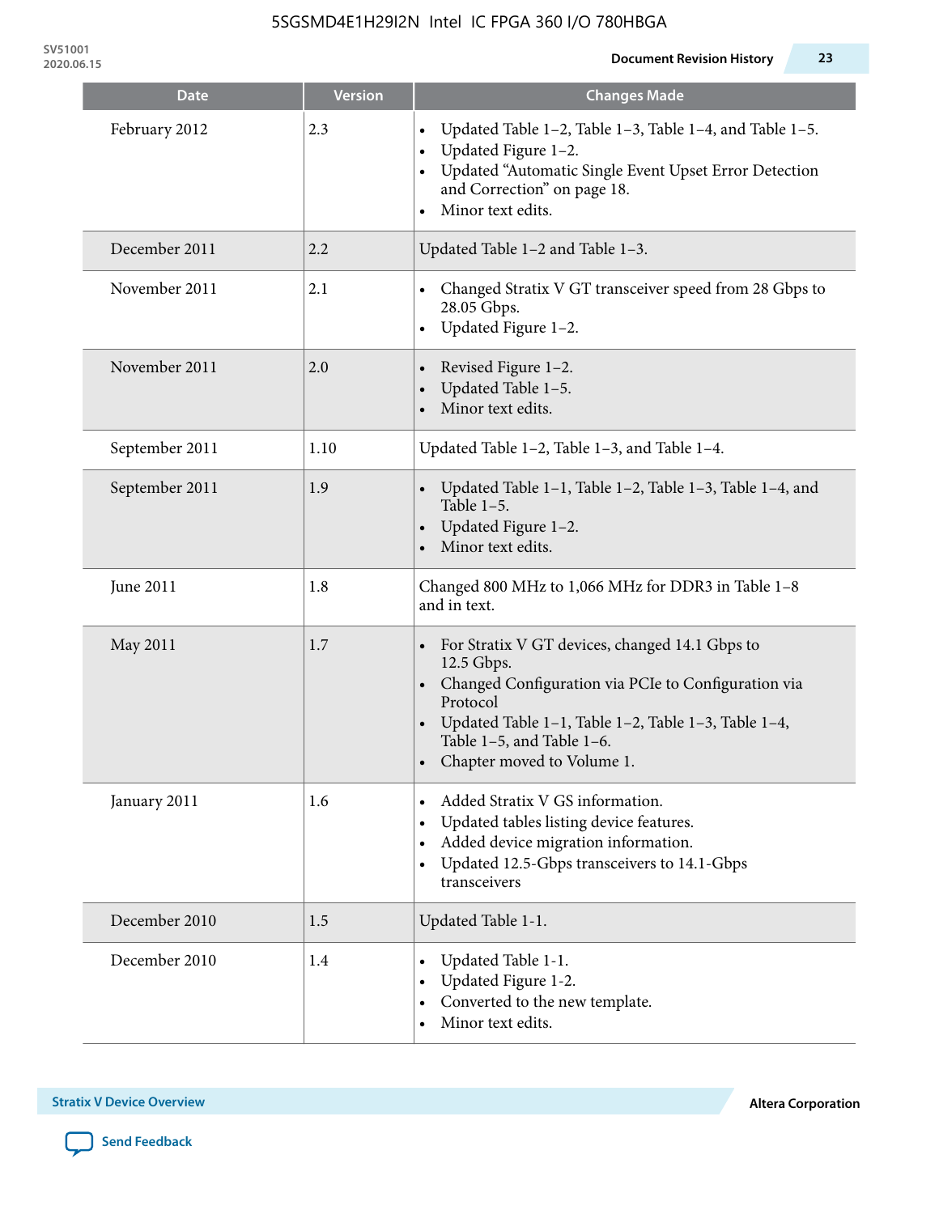| Date | Version | Changes Made |
|---|---|---|
| February 2012 | 2.3 | • Updated Table 1–2, Table 1–3, Table 1–4, and Table 1–5.<br>• Updated Figure 1–2.<br>• Updated “Automatic Single Event Upset Error Detection and Correction” on page 18.<br>• Minor text edits. |
| December 2011 | 2.2 | Updated Table 1–2 and Table 1–3. |
| November 2011 | 2.1 | • Changed Stratix V GT transceiver speed from 28 Gbps to 28.05 Gbps.<br>• Updated Figure 1–2. |
| November 2011 | 2.0 | • Revised Figure 1–2.<br>• Updated Table 1–5.<br>• Minor text edits. |
| September 2011 | 1.10 | Updated Table 1–2, Table 1–3, and Table 1–4. |
| September 2011 | 1.9 | • Updated Table 1–1, Table 1–2, Table 1–3, Table 1–4, and Table 1–5.<br>• Updated Figure 1–2.<br>• Minor text edits. |
| June 2011 | 1.8 | Changed 800 MHz to 1,066 MHz for DDR3 in Table 1–8 and in text. |
| May 2011 | 1.7 | • For Stratix V GT devices, changed 14.1 Gbps to 12.5 Gbps.<br>• Changed Configuration via PCIe to Configuration via Protocol<br>• Updated Table 1–1, Table 1–2, Table 1–3, Table 1–4, Table 1–5, and Table 1–6.<br>• Chapter moved to Volume 1. |
| January 2011 | 1.6 | • Added Stratix V GS information.<br>• Updated tables listing device features.<br>• Added device migration information.<br>• Updated 12.5-Gbps transceivers to 14.1-Gbps transceivers |
| December 2010 | 1.5 | Updated Table 1-1. |
| December 2010 | 1.4 | • Updated Table 1-1.<br>• Updated Figure 1-2.<br>• Converted to the new template.<br>• Minor text edits. |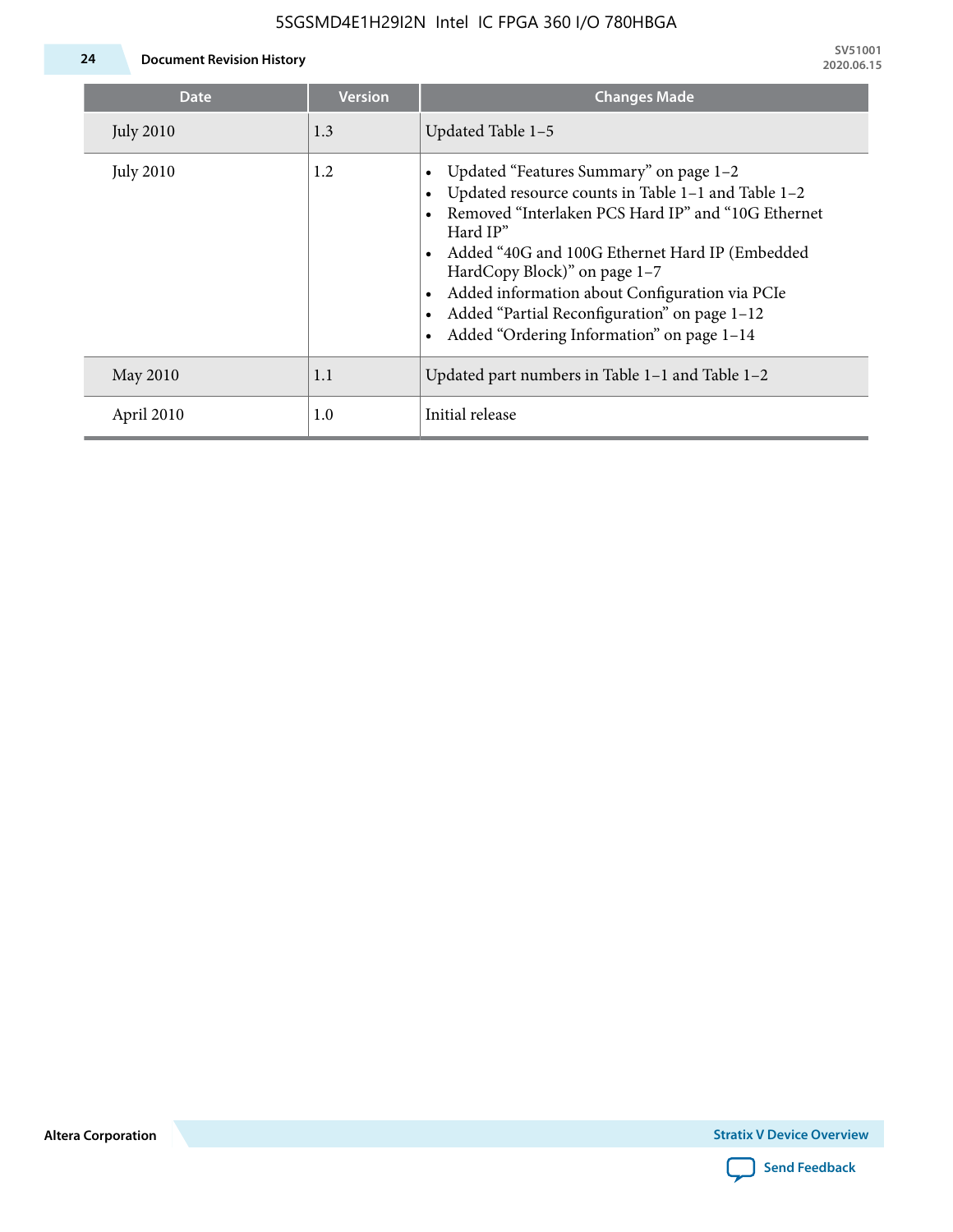| Date | Version | Changes Made |
|---|---|---|
| July 2010 | 1.3 | Updated Table 1–5 |
| July 2010 | 1.2 | • Updated "Features Summary" on page 1–2<br>• Updated resource counts in Table 1–1 and Table 1–2<br>• Removed "Interlaken PCS Hard IP" and "10G Ethernet Hard IP"<br>• Added "40G and 100G Ethernet Hard IP (Embedded HardCopy Block)" on page 1–7<br>• Added information about Configuration via PCIe<br>• Added "Partial Reconfiguration" on page 1–12<br>• Added "Ordering Information" on page 1–14 |
| May 2010 | 1.1 | Updated part numbers in Table 1–1 and Table 1–2 |
| April 2010 | 1.0 | Initial release |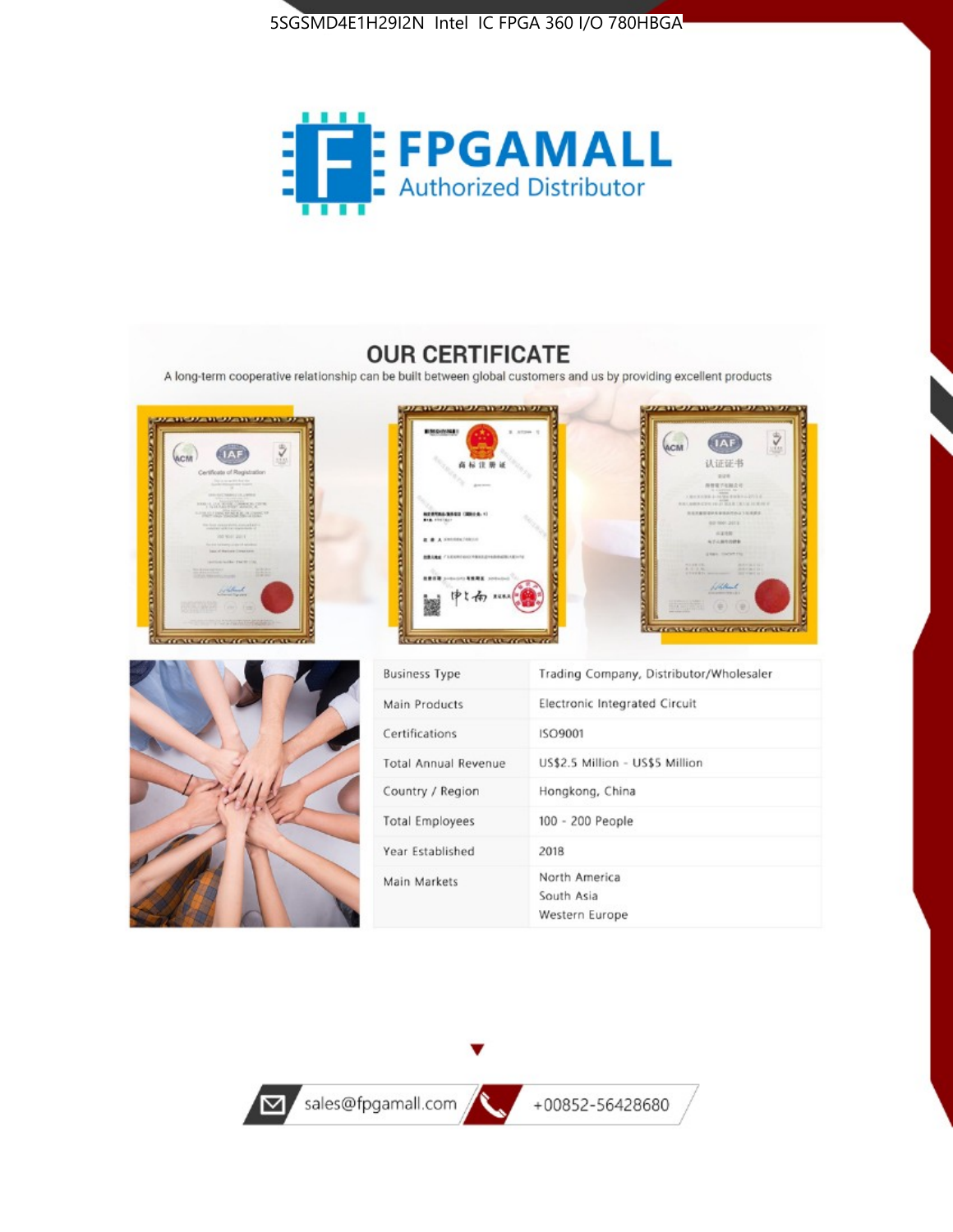FPGAMALL
Authorized Distributor

## OUR CERTIFICATE

A long-term cooperative relationship can be built between global customers and us by providing excellent products

| | |
|---|---|
| Business Type | Trading Company, Distributor/Wholesaler |
| Main Products | Electronic Integrated Circuit |
| Certifications | ISO9001 |
| Total Annual Revenue | US$2.5 Million - US$5 Million |
| Country / Region | Hongkong, China |
| Total Employees | 100 - 200 People |
| Year Established | 2018 |
| Main Markets | North America<br>South Asia<br>Western Europe |

sales@fpgamall.com +00852-56428680